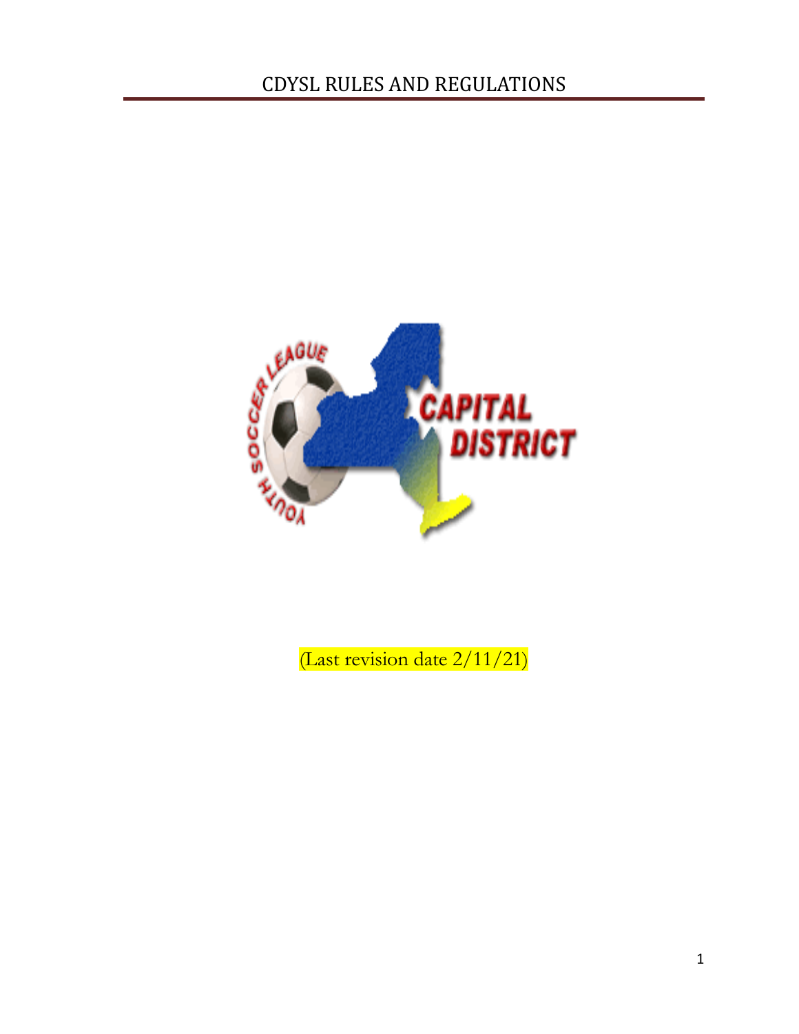# CDYSL RULES AND REGULATIONS

(Last revision date 2/11/21)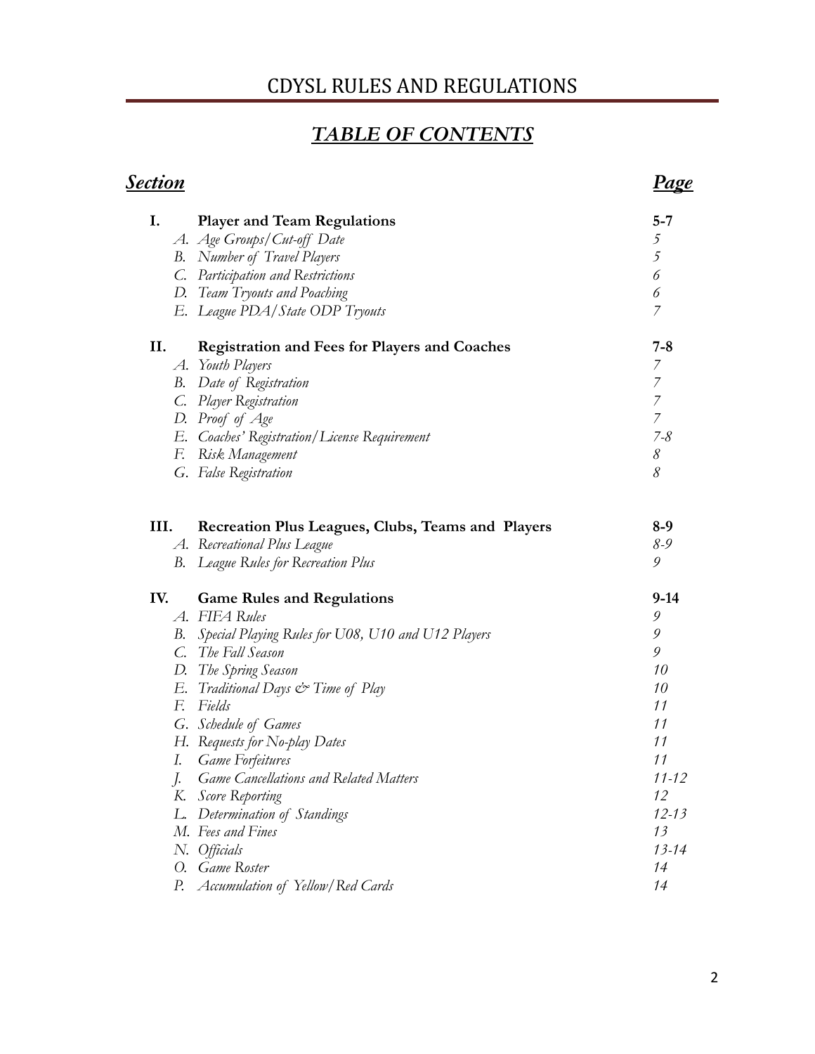# CDYSL RULES AND REGULATIONS

## *TABLE OF CONTENTS*

| ***Section*** | ***Page*** |
|---|---|
| **I. Player and Team Regulations** | **5-7** |
| *A. Age Groups/Cut-off Date* | *5* |
| *B. Number of Travel Players* | *5* |
| *C. Participation and Restrictions* | *6* |
| *D. Team Tryouts and Poaching* | *6* |
| *E. League PDA/State ODP Tryouts* | *7* |
| **II. Registration and Fees for Players and Coaches** | **7-8** |
| *A. Youth Players* | *7* |
| *B. Date of Registration* | *7* |
| *C. Player Registration* | *7* |
| *D. Proof of Age* | *7* |
| *E. Coaches' Registration/License Requirement* | *7-8* |
| *F. Risk Management* | *8* |
| *G. False Registration* | *8* |
| **III. Recreation Plus Leagues, Clubs, Teams and Players** | **8-9** |
| *A. Recreational Plus League* | *8-9* |
| *B. League Rules for Recreation Plus* | *9* |
| **IV. Game Rules and Regulations** | **9-14** |
| *A. FIFA Rules* | *9* |
| *B. Special Playing Rules for U08, U10 and U12 Players* | *9* |
| *C. The Fall Season* | *9* |
| *D. The Spring Season* | *10* |
| *E. Traditional Days & Time of Play* | *10* |
| *F. Fields* | *11* |
| *G. Schedule of Games* | *11* |
| *H. Requests for No-play Dates* | *11* |
| *I. Game Forfeitures* | *11* |
| *J. Game Cancellations and Related Matters* | *11-12* |
| *K. Score Reporting* | *12* |
| *L. Determination of Standings* | *12-13* |
| *M. Fees and Fines* | *13* |
| *N. Officials* | *13-14* |
| *O. Game Roster* | *14* |
| *P. Accumulation of Yellow/Red Cards* | *14* |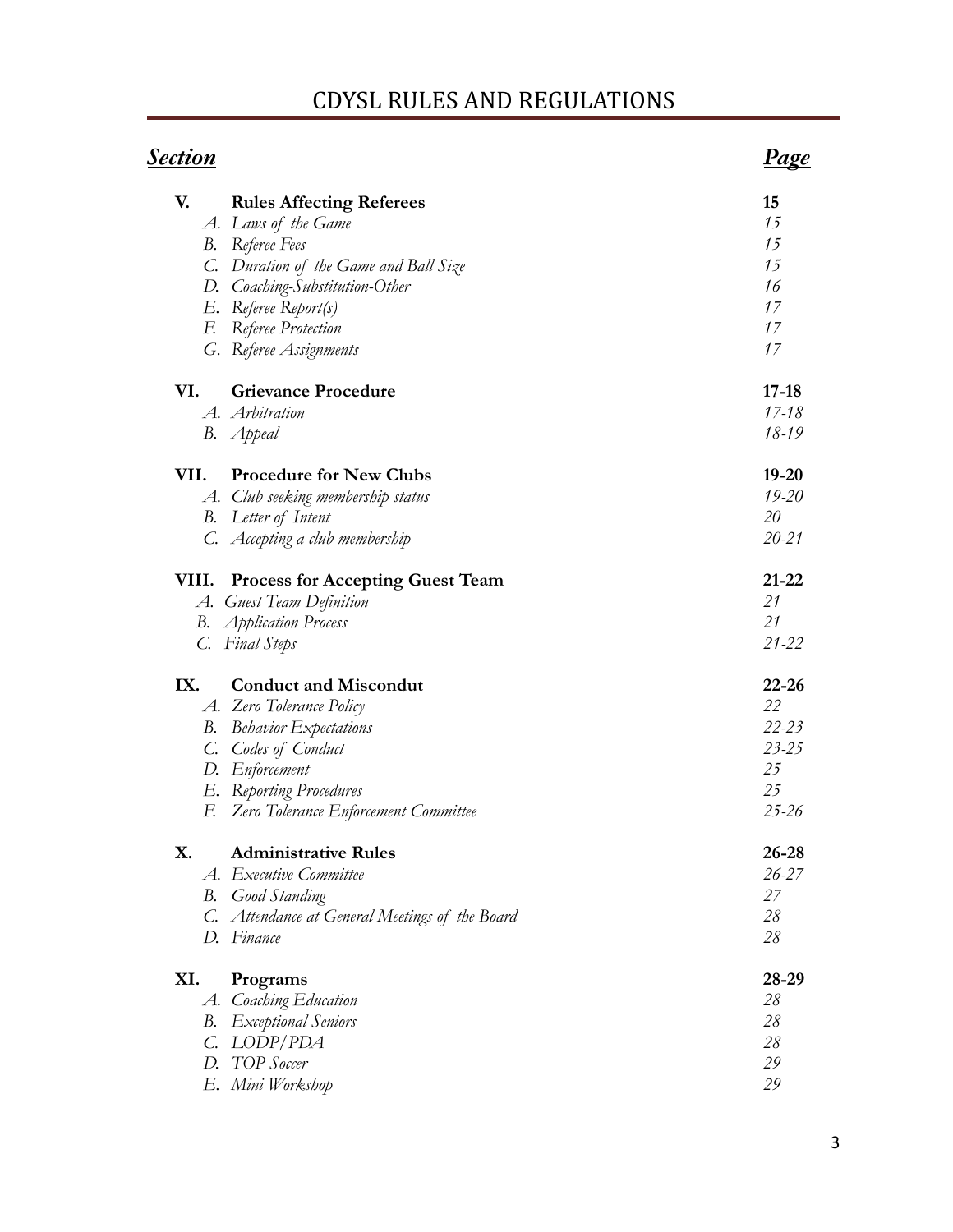# CDYSL RULES AND REGULATIONS

| ***Section*** | ***Page*** |
|---|---|
| **V. Rules Affecting Referees** | **15** |
| *A. Laws of the Game* | *15* |
| *B. Referee Fees* | *15* |
| *C. Duration of the Game and Ball Size* | *15* |
| *D. Coaching-Substitution-Other* | *16* |
| *E. Referee Report(s)* | *17* |
| *F. Referee Protection* | *17* |
| *G. Referee Assignments* | *17* |
| **VI. Grievance Procedure** | **17-18** |
| *A. Arbitration* | *17-18* |
| *B. Appeal* | *18-19* |
| **VII. Procedure for New Clubs** | **19-20** |
| *A. Club seeking membership status* | *19-20* |
| *B. Letter of Intent* | *20* |
| *C. Accepting a club membership* | *20-21* |
| **VIII. Process for Accepting Guest Team** | **21-22** |
| *A. Guest Team Definition* | *21* |
| *B. Application Process* | *21* |
| *C. Final Steps* | *21-22* |
| **IX. Conduct and Miscondut** | **22-26** |
| *A. Zero Tolerance Policy* | *22* |
| *B. Behavior Expectations* | *22-23* |
| *C. Codes of Conduct* | *23-25* |
| *D. Enforcement* | *25* |
| *E. Reporting Procedures* | *25* |
| *F. Zero Tolerance Enforcement Committee* | *25-26* |
| **X. Administrative Rules** | **26-28** |
| *A. Executive Committee* | *26-27* |
| *B. Good Standing* | *27* |
| *C. Attendance at General Meetings of the Board* | *28* |
| *D. Finance* | *28* |
| **XI. Programs** | **28-29** |
| *A. Coaching Education* | *28* |
| *B. Exceptional Seniors* | *28* |
| *C. LODP/PDA* | *28* |
| *D. TOP Soccer* | *29* |
| *E. Mini Workshop* | *29* |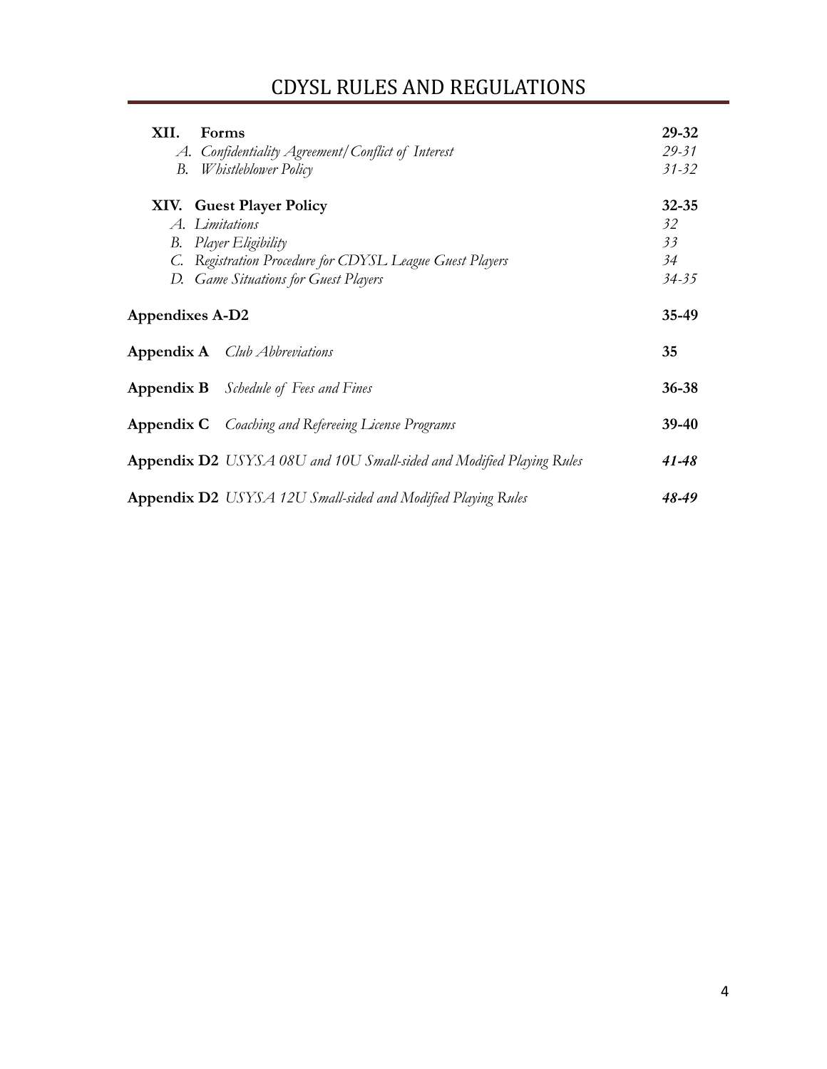# CDYSL RULES AND REGULATIONS

| | |
|---|---|
| **XII. Forms** | **29-32** |
| *A. Confidentiality Agreement/Conflict of Interest* | *29-31* |
| *B. Whistleblower Policy* | *31-32* |
| **XIV. Guest Player Policy** | **32-35** |
| *A. Limitations* | *32* |
| *B. Player Eligibility* | *33* |
| *C. Registration Procedure for CDYSL League Guest Players* | *34* |
| *D. Game Situations for Guest Players* | *34-35* |
| **Appendixes A-D2** | **35-49** |
| **Appendix A** *Club Abbreviations* | **35** |
| **Appendix B** *Schedule of Fees and Fines* | **36-38** |
| **Appendix C** *Coaching and Refereeing License Programs* | **39-40** |
| **Appendix D2** *USYSA 08U and 10U Small-sided and Modified Playing Rules* | ***41-48*** |
| **Appendix D2** *USYSA 12U Small-sided and Modified Playing Rules* | ***48-49*** |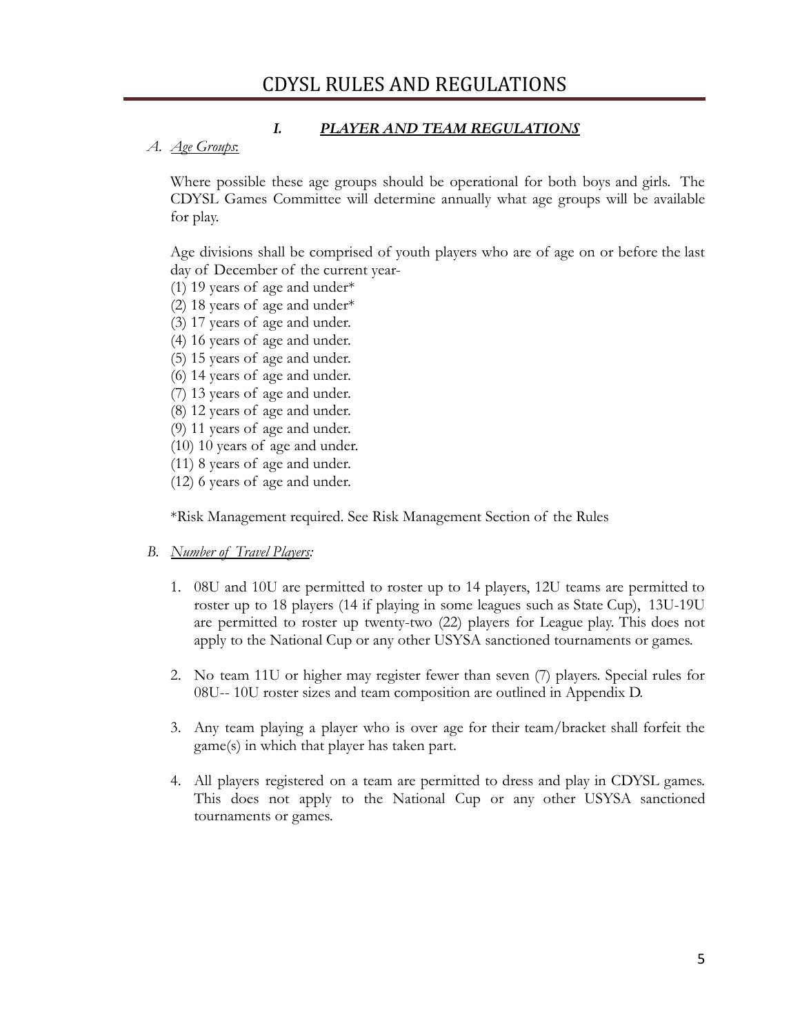# CDYSL RULES AND REGULATIONS

## *I. PLAYER AND TEAM REGULATIONS*

*A. Age Groups*:

Where possible these age groups should be operational for both boys and girls. The CDYSL Games Committee will determine annually what age groups will be available for play.

Age divisions shall be comprised of youth players who are of age on or before the last day of December of the current year-

(1) 19 years of age and under*
(2) 18 years of age and under*
(3) 17 years of age and under.
(4) 16 years of age and under.
(5) 15 years of age and under.
(6) 14 years of age and under.
(7) 13 years of age and under.
(8) 12 years of age and under.
(9) 11 years of age and under.
(10) 10 years of age and under.
(11) 8 years of age and under.
(12) 6 years of age and under.

*Risk Management required. See Risk Management Section of the Rules

*B. Number of Travel Players:*

1. 08U and 10U are permitted to roster up to 14 players, 12U teams are permitted to roster up to 18 players (14 if playing in some leagues such as State Cup), 13U-19U are permitted to roster up twenty-two (22) players for League play. This does not apply to the National Cup or any other USYSA sanctioned tournaments or games.

2. No team 11U or higher may register fewer than seven (7) players. Special rules for 08U-- 10U roster sizes and team composition are outlined in Appendix D.

3. Any team playing a player who is over age for their team/bracket shall forfeit the game(s) in which that player has taken part.

4. All players registered on a team are permitted to dress and play in CDYSL games. This does not apply to the National Cup or any other USYSA sanctioned tournaments or games.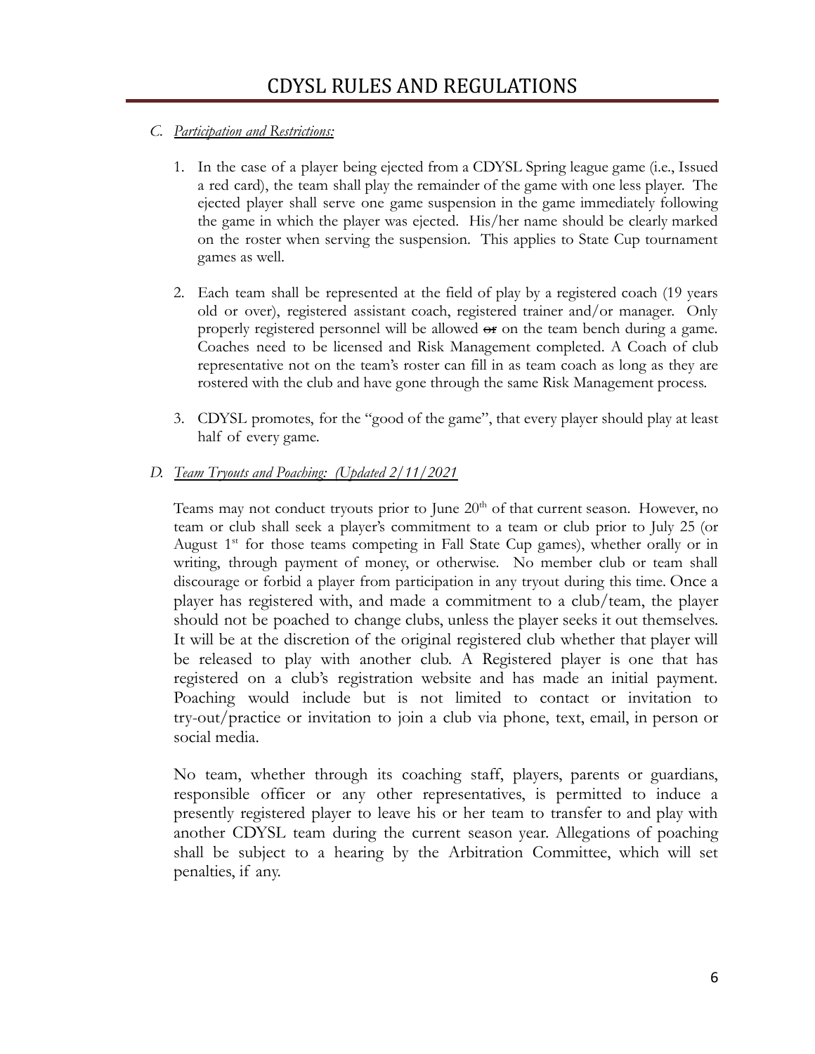C. *Participation and Restrictions:*

1. In the case of a player being ejected from a CDYSL Spring league game (i.e., Issued a red card), the team shall play the remainder of the game with one less player. The ejected player shall serve one game suspension in the game immediately following the game in which the player was ejected. His/her name should be clearly marked on the roster when serving the suspension. This applies to State Cup tournament games as well.

2. Each team shall be represented at the field of play by a registered coach (19 years old or over), registered assistant coach, registered trainer and/or manager. Only properly registered personnel will be allowed ~~or~~ on the team bench during a game. Coaches need to be licensed and Risk Management completed. A Coach of club representative not on the team's roster can fill in as team coach as long as they are rostered with the club and have gone through the same Risk Management process.

3. CDYSL promotes, for the "good of the game", that every player should play at least half of every game.

D. *Team Tryouts and Poaching: (Updated 2/11/2021*

Teams may not conduct tryouts prior to June 20th of that current season. However, no team or club shall seek a player's commitment to a team or club prior to July 25 (or August 1st for those teams competing in Fall State Cup games), whether orally or in writing, through payment of money, or otherwise. No member club or team shall discourage or forbid a player from participation in any tryout during this time. Once a player has registered with, and made a commitment to a club/team, the player should not be poached to change clubs, unless the player seeks it out themselves. It will be at the discretion of the original registered club whether that player will be released to play with another club. A Registered player is one that has registered on a club's registration website and has made an initial payment. Poaching would include but is not limited to contact or invitation to try-out/practice or invitation to join a club via phone, text, email, in person or social media.

No team, whether through its coaching staff, players, parents or guardians, responsible officer or any other representatives, is permitted to induce a presently registered player to leave his or her team to transfer to and play with another CDYSL team during the current season year. Allegations of poaching shall be subject to a hearing by the Arbitration Committee, which will set penalties, if any.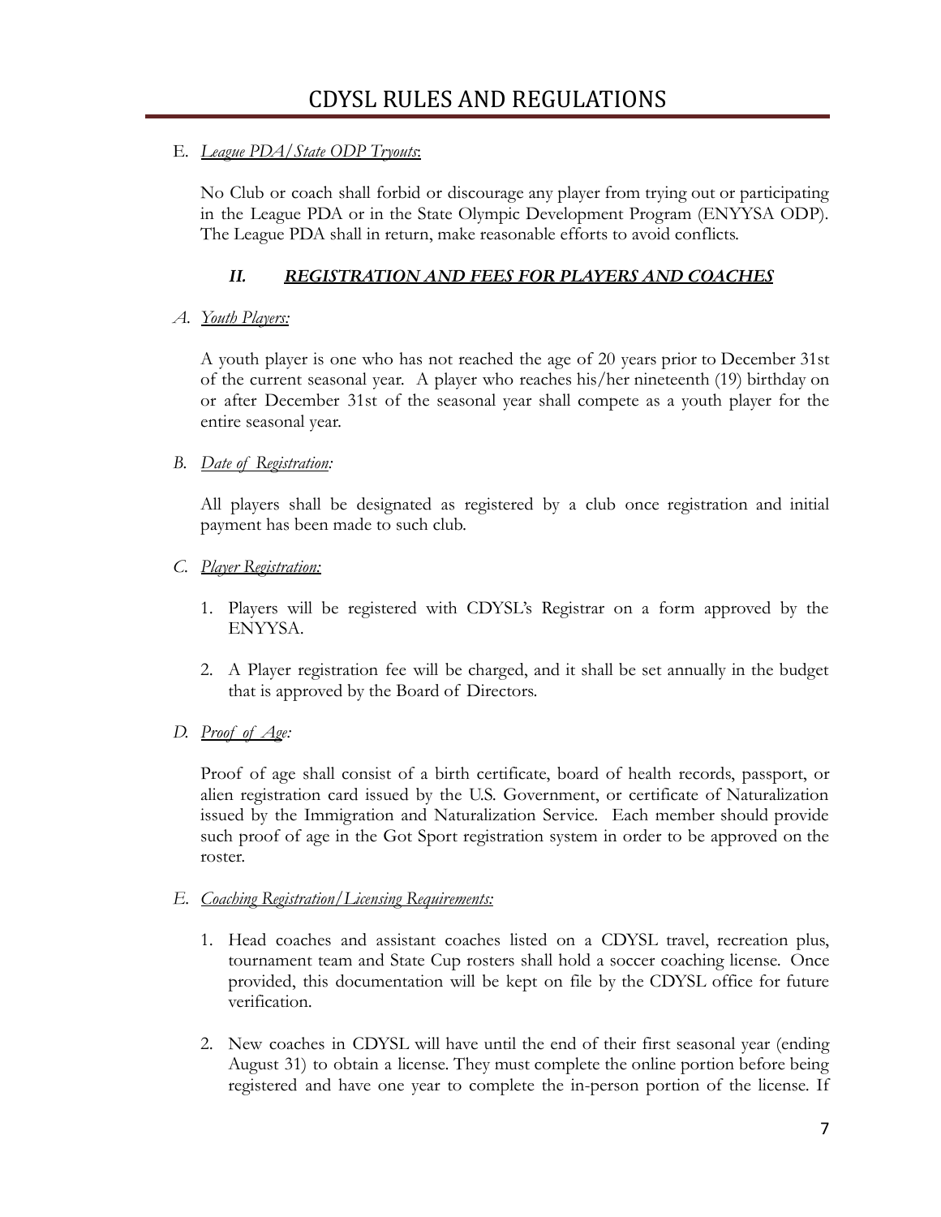E. *League PDA/State ODP Tryouts*:

No Club or coach shall forbid or discourage any player from trying out or participating in the League PDA or in the State Olympic Development Program (ENYYSA ODP). The League PDA shall in return, make reasonable efforts to avoid conflicts.

## *II. REGISTRATION AND FEES FOR PLAYERS AND COACHES*

*A. Youth Players:*

A youth player is one who has not reached the age of 20 years prior to December 31st of the current seasonal year. A player who reaches his/her nineteenth (19) birthday on or after December 31st of the seasonal year shall compete as a youth player for the entire seasonal year.

*B. Date of Registration:*

All players shall be designated as registered by a club once registration and initial payment has been made to such club.

*C. Player Registration:*

1. Players will be registered with CDYSL's Registrar on a form approved by the ENYYSA.
2. A Player registration fee will be charged, and it shall be set annually in the budget that is approved by the Board of Directors.

*D. Proof of Age:*

Proof of age shall consist of a birth certificate, board of health records, passport, or alien registration card issued by the U.S. Government, or certificate of Naturalization issued by the Immigration and Naturalization Service. Each member should provide such proof of age in the Got Sport registration system in order to be approved on the roster.

*E. Coaching Registration/Licensing Requirements:*

1. Head coaches and assistant coaches listed on a CDYSL travel, recreation plus, tournament team and State Cup rosters shall hold a soccer coaching license. Once provided, this documentation will be kept on file by the CDYSL office for future verification.
2. New coaches in CDYSL will have until the end of their first seasonal year (ending August 31) to obtain a license. They must complete the online portion before being registered and have one year to complete the in-person portion of the license. If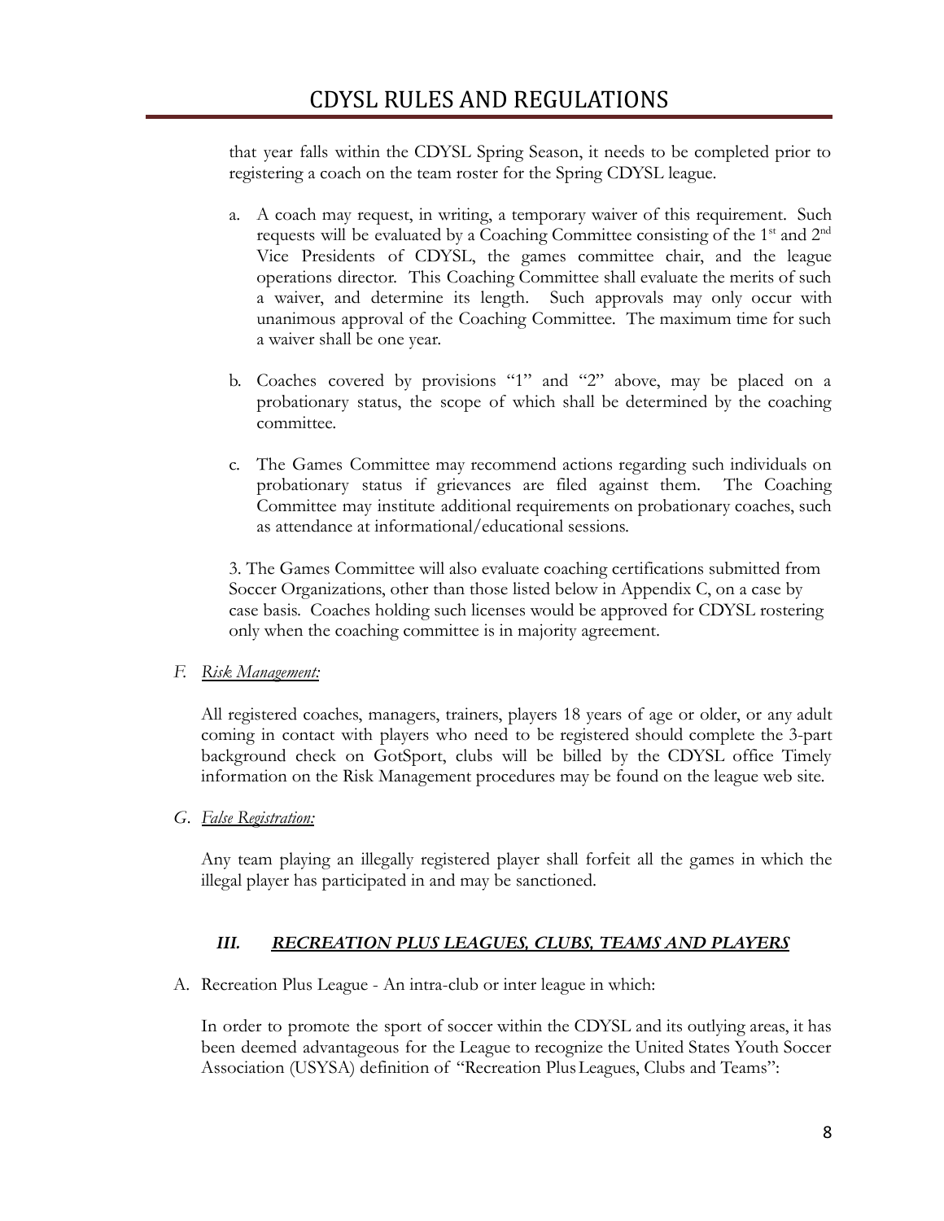that year falls within the CDYSL Spring Season, it needs to be completed prior to registering a coach on the team roster for the Spring CDYSL league.

a. A coach may request, in writing, a temporary waiver of this requirement. Such requests will be evaluated by a Coaching Committee consisting of the 1st and 2nd Vice Presidents of CDYSL, the games committee chair, and the league operations director. This Coaching Committee shall evaluate the merits of such a waiver, and determine its length. Such approvals may only occur with unanimous approval of the Coaching Committee. The maximum time for such a waiver shall be one year.

b. Coaches covered by provisions "1" and "2" above, may be placed on a probationary status, the scope of which shall be determined by the coaching committee.

c. The Games Committee may recommend actions regarding such individuals on probationary status if grievances are filed against them. The Coaching Committee may institute additional requirements on probationary coaches, such as attendance at informational/educational sessions.

3. The Games Committee will also evaluate coaching certifications submitted from Soccer Organizations, other than those listed below in Appendix C, on a case by case basis. Coaches holding such licenses would be approved for CDYSL rostering only when the coaching committee is in majority agreement.

F. *Risk Management:*

All registered coaches, managers, trainers, players 18 years of age or older, or any adult coming in contact with players who need to be registered should complete the 3-part background check on GotSport, clubs will be billed by the CDYSL office Timely information on the Risk Management procedures may be found on the league web site.

G. *False Registration:*

Any team playing an illegally registered player shall forfeit all the games in which the illegal player has participated in and may be sanctioned.

## *III. RECREATION PLUS LEAGUES, CLUBS, TEAMS AND PLAYERS*

A. Recreation Plus League - An intra-club or inter league in which:

In order to promote the sport of soccer within the CDYSL and its outlying areas, it has been deemed advantageous for the League to recognize the United States Youth Soccer Association (USYSA) definition of "Recreation Plus Leagues, Clubs and Teams":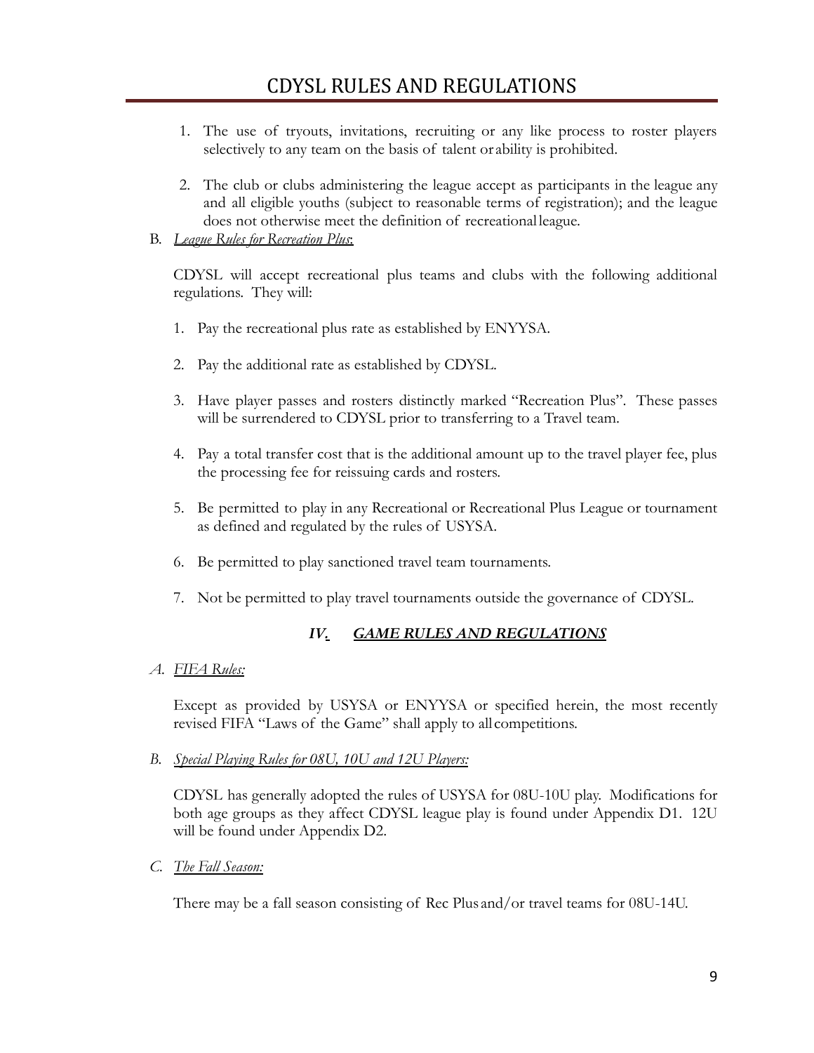1. The use of tryouts, invitations, recruiting or any like process to roster players selectively to any team on the basis of talent or ability is prohibited.

2. The club or clubs administering the league accept as participants in the league any and all eligible youths (subject to reasonable terms of registration); and the league does not otherwise meet the definition of recreational league.

B. *League Rules for Recreation Plus*:

CDYSL will accept recreational plus teams and clubs with the following additional regulations. They will:

1. Pay the recreational plus rate as established by ENYYSA.

2. Pay the additional rate as established by CDYSL.

3. Have player passes and rosters distinctly marked "Recreation Plus". These passes will be surrendered to CDYSL prior to transferring to a Travel team.

4. Pay a total transfer cost that is the additional amount up to the travel player fee, plus the processing fee for reissuing cards and rosters.

5. Be permitted to play in any Recreational or Recreational Plus League or tournament as defined and regulated by the rules of USYSA.

6. Be permitted to play sanctioned travel team tournaments.

7. Not be permitted to play travel tournaments outside the governance of CDYSL.

## *IV. GAME RULES AND REGULATIONS*

*A. FIFA Rules:*

Except as provided by USYSA or ENYYSA or specified herein, the most recently revised FIFA "Laws of the Game" shall apply to all competitions.

*B. Special Playing Rules for 08U, 10U and 12U Players:*

CDYSL has generally adopted the rules of USYSA for 08U-10U play. Modifications for both age groups as they affect CDYSL league play is found under Appendix D1. 12U will be found under Appendix D2.

*C. The Fall Season:*

There may be a fall season consisting of Rec Plus and/or travel teams for 08U-14U.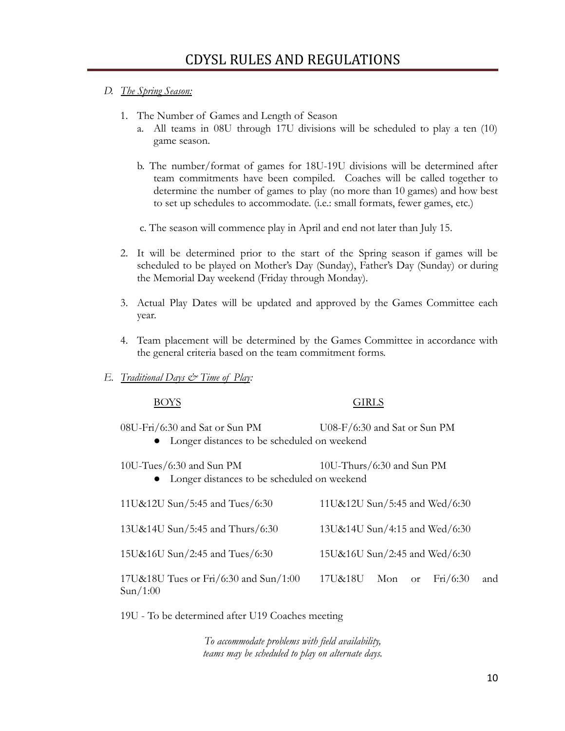# CDYSL RULES AND REGULATIONS

D. *The Spring Season:*

1. The Number of Games and Length of Season
   a. All teams in 08U through 17U divisions will be scheduled to play a ten (10) game season.

   b. The number/format of games for 18U-19U divisions will be determined after team commitments have been compiled. Coaches will be called together to determine the number of games to play (no more than 10 games) and how best to set up schedules to accommodate. (i.e.: small formats, fewer games, etc.)

   c. The season will commence play in April and end not later than July 15.

2. It will be determined prior to the start of the Spring season if games will be scheduled to be played on Mother's Day (Sunday), Father's Day (Sunday) or during the Memorial Day weekend (Friday through Monday).

3. Actual Play Dates will be updated and approved by the Games Committee each year.

4. Team placement will be determined by the Games Committee in accordance with the general criteria based on the team commitment forms.

E. *Traditional Days & Time of Play:*

| BOYS | GIRLS |
|---|---|
| 08U-Fri/6:30 and Sat or Sun PM | U08-F/6:30 and Sat or Sun PM |
| • Longer distances to be scheduled on weekend | |
| 10U-Tues/6:30 and Sun PM | 10U-Thurs/6:30 and Sun PM |
| • Longer distances to be scheduled on weekend | |
| 11U&12U Sun/5:45 and Tues/6:30 | 11U&12U Sun/5:45 and Wed/6:30 |
| 13U&14U Sun/5:45 and Thurs/6:30 | 13U&14U Sun/4:15 and Wed/6:30 |
| 15U&16U Sun/2:45 and Tues/6:30 | 15U&16U Sun/2:45 and Wed/6:30 |
| 17U&18U Tues or Fri/6:30 and Sun/1:00 | 17U&18U Mon or Fri/6:30 and Sun/1:00 |

19U - To be determined after U19 Coaches meeting

*To accommodate problems with field availability, teams may be scheduled to play on alternate days.*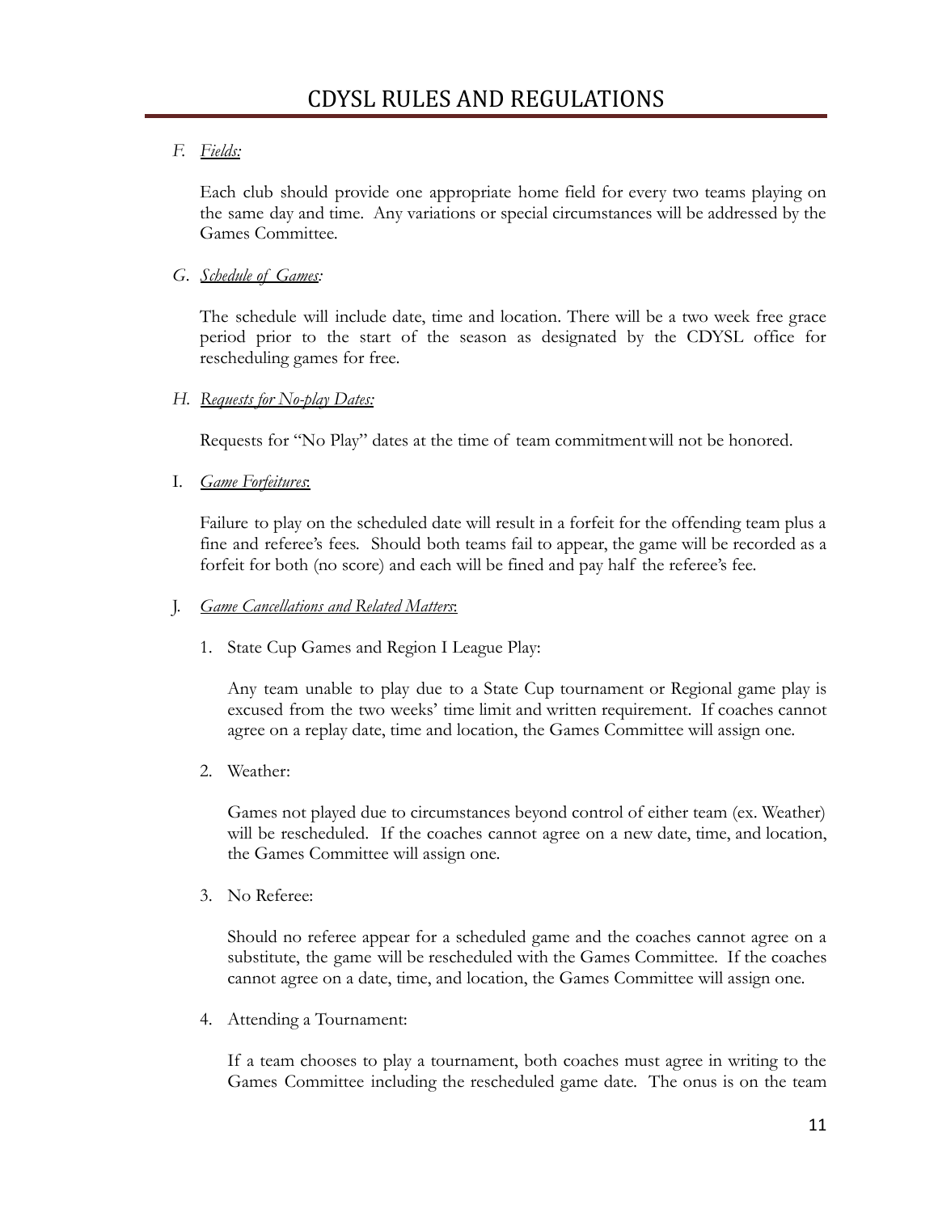F. *Fields:*

Each club should provide one appropriate home field for every two teams playing on the same day and time. Any variations or special circumstances will be addressed by the Games Committee.

G. *Schedule of Games:*

The schedule will include date, time and location. There will be a two week free grace period prior to the start of the season as designated by the CDYSL office for rescheduling games for free.

H. *Requests for No-play Dates:*

Requests for "No Play" dates at the time of team commitment will not be honored.

I. *Game Forfeitures*:

Failure to play on the scheduled date will result in a forfeit for the offending team plus a fine and referee's fees. Should both teams fail to appear, the game will be recorded as a forfeit for both (no score) and each will be fined and pay half the referee's fee.

J. *Game Cancellations and Related Matters*:

1. State Cup Games and Region I League Play:

   Any team unable to play due to a State Cup tournament or Regional game play is excused from the two weeks' time limit and written requirement. If coaches cannot agree on a replay date, time and location, the Games Committee will assign one.

2. Weather:

   Games not played due to circumstances beyond control of either team (ex. Weather) will be rescheduled. If the coaches cannot agree on a new date, time, and location, the Games Committee will assign one.

3. No Referee:

   Should no referee appear for a scheduled game and the coaches cannot agree on a substitute, the game will be rescheduled with the Games Committee. If the coaches cannot agree on a date, time, and location, the Games Committee will assign one.

4. Attending a Tournament:

   If a team chooses to play a tournament, both coaches must agree in writing to the Games Committee including the rescheduled game date. The onus is on the team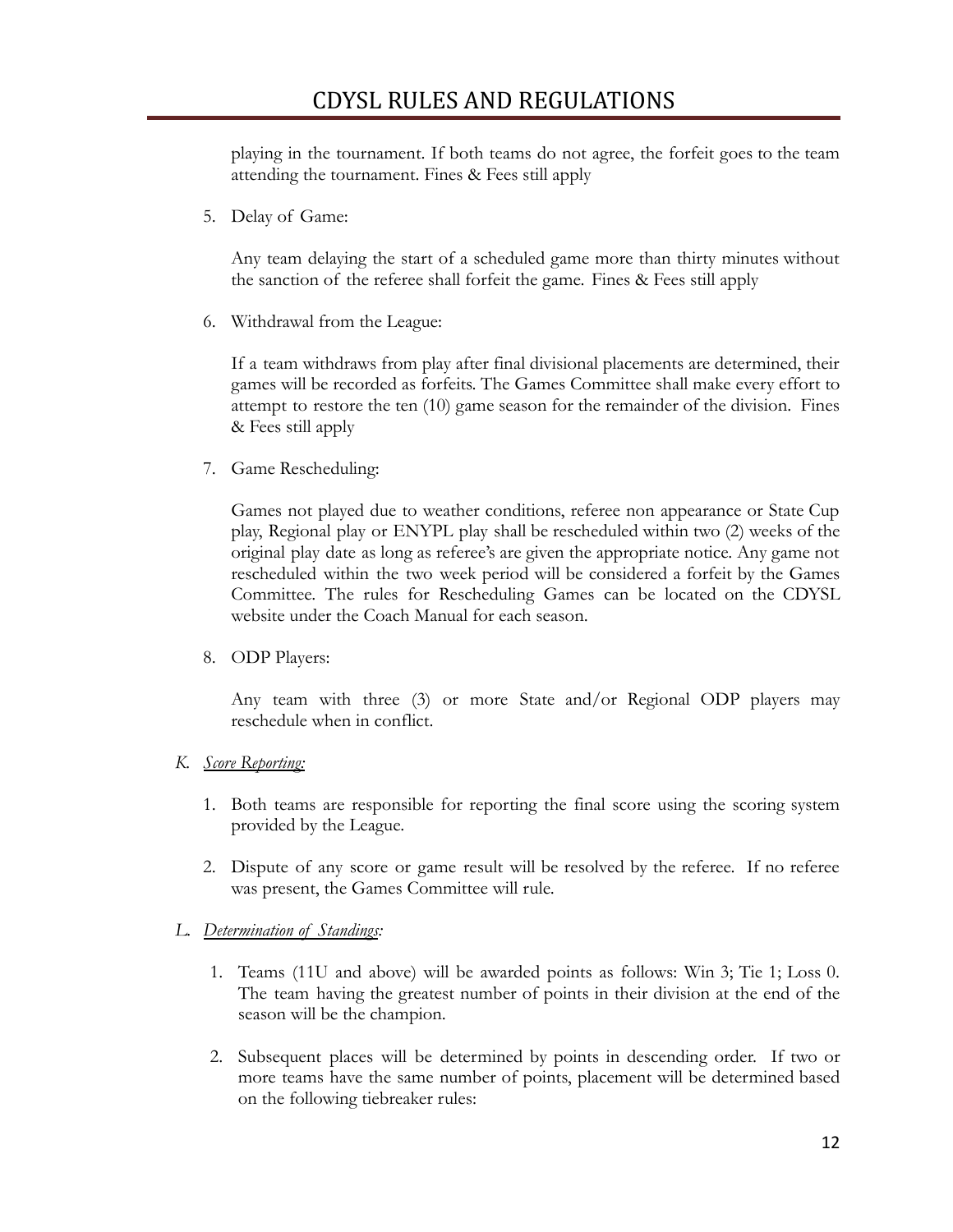playing in the tournament. If both teams do not agree, the forfeit goes to the team attending the tournament. Fines & Fees still apply

5. Delay of Game:

   Any team delaying the start of a scheduled game more than thirty minutes without the sanction of the referee shall forfeit the game. Fines & Fees still apply

6. Withdrawal from the League:

   If a team withdraws from play after final divisional placements are determined, their games will be recorded as forfeits. The Games Committee shall make every effort to attempt to restore the ten (10) game season for the remainder of the division. Fines & Fees still apply

7. Game Rescheduling:

   Games not played due to weather conditions, referee non appearance or State Cup play, Regional play or ENYPL play shall be rescheduled within two (2) weeks of the original play date as long as referee's are given the appropriate notice. Any game not rescheduled within the two week period will be considered a forfeit by the Games Committee. The rules for Rescheduling Games can be located on the CDYSL website under the Coach Manual for each season.

8. ODP Players:

   Any team with three (3) or more State and/or Regional ODP players may reschedule when in conflict.

K. *Score Reporting:*

1. Both teams are responsible for reporting the final score using the scoring system provided by the League.

2. Dispute of any score or game result will be resolved by the referee. If no referee was present, the Games Committee will rule.

L. *Determination of Standings:*

1. Teams (11U and above) will be awarded points as follows: Win 3; Tie 1; Loss 0. The team having the greatest number of points in their division at the end of the season will be the champion.

2. Subsequent places will be determined by points in descending order. If two or more teams have the same number of points, placement will be determined based on the following tiebreaker rules: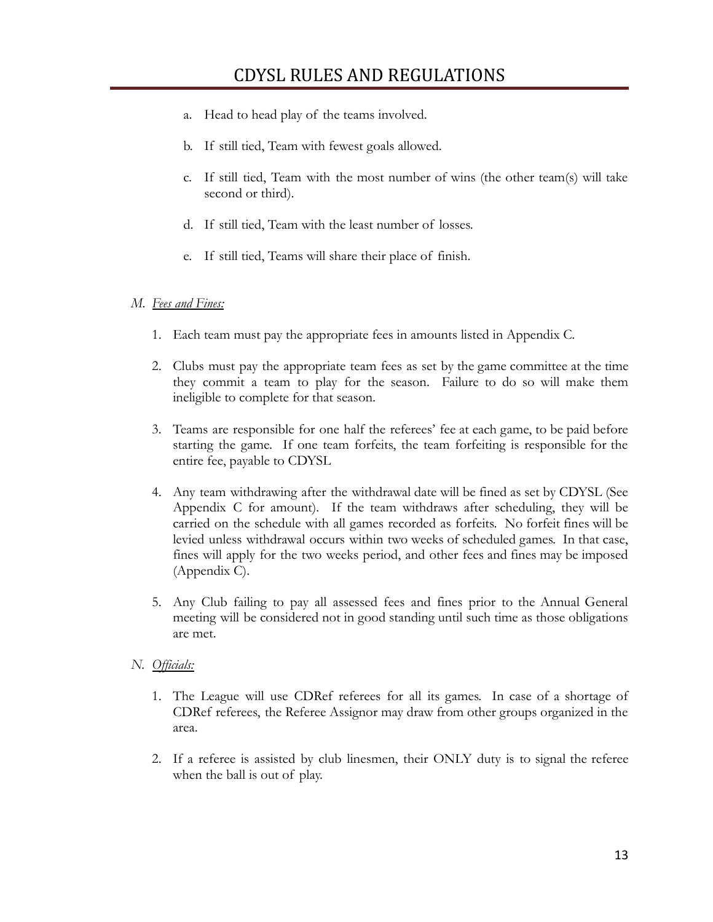a. Head to head play of the teams involved.

b. If still tied, Team with fewest goals allowed.

c. If still tied, Team with the most number of wins (the other team(s) will take second or third).

d. If still tied, Team with the least number of losses.

e. If still tied, Teams will share their place of finish.

M. *Fees and Fines:*

1. Each team must pay the appropriate fees in amounts listed in Appendix C.

2. Clubs must pay the appropriate team fees as set by the game committee at the time they commit a team to play for the season. Failure to do so will make them ineligible to complete for that season.

3. Teams are responsible for one half the referees' fee at each game, to be paid before starting the game. If one team forfeits, the team forfeiting is responsible for the entire fee, payable to CDYSL

4. Any team withdrawing after the withdrawal date will be fined as set by CDYSL (See Appendix C for amount). If the team withdraws after scheduling, they will be carried on the schedule with all games recorded as forfeits. No forfeit fines will be levied unless withdrawal occurs within two weeks of scheduled games. In that case, fines will apply for the two weeks period, and other fees and fines may be imposed (Appendix C).

5. Any Club failing to pay all assessed fees and fines prior to the Annual General meeting will be considered not in good standing until such time as those obligations are met.

N. *Officials:*

1. The League will use CDRef referees for all its games. In case of a shortage of CDRef referees, the Referee Assignor may draw from other groups organized in the area.

2. If a referee is assisted by club linesmen, their ONLY duty is to signal the referee when the ball is out of play.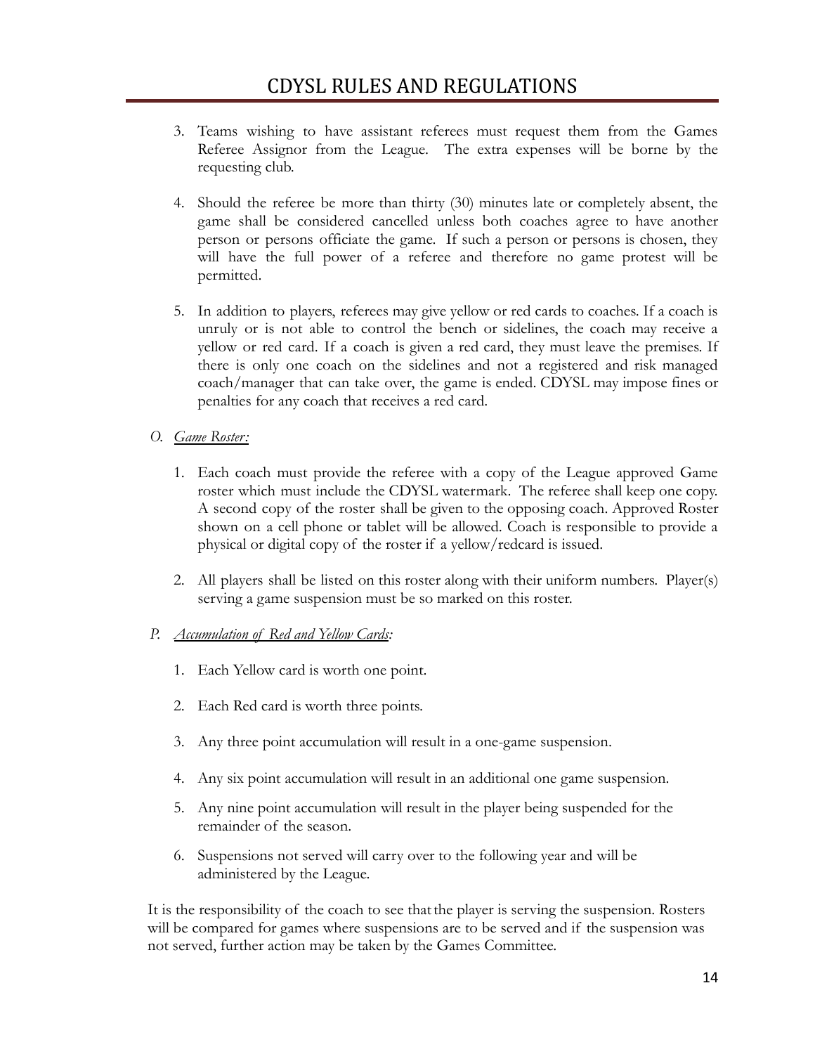3. Teams wishing to have assistant referees must request them from the Games Referee Assignor from the League. The extra expenses will be borne by the requesting club.

4. Should the referee be more than thirty (30) minutes late or completely absent, the game shall be considered cancelled unless both coaches agree to have another person or persons officiate the game. If such a person or persons is chosen, they will have the full power of a referee and therefore no game protest will be permitted.

5. In addition to players, referees may give yellow or red cards to coaches. If a coach is unruly or is not able to control the bench or sidelines, the coach may receive a yellow or red card. If a coach is given a red card, they must leave the premises. If there is only one coach on the sidelines and not a registered and risk managed coach/manager that can take over, the game is ended. CDYSL may impose fines or penalties for any coach that receives a red card.

O. *Game Roster:*

1. Each coach must provide the referee with a copy of the League approved Game roster which must include the CDYSL watermark. The referee shall keep one copy. A second copy of the roster shall be given to the opposing coach. Approved Roster shown on a cell phone or tablet will be allowed. Coach is responsible to provide a physical or digital copy of the roster if a yellow/redcard is issued.

2. All players shall be listed on this roster along with their uniform numbers. Player(s) serving a game suspension must be so marked on this roster.

P. *Accumulation of Red and Yellow Cards:*

1. Each Yellow card is worth one point.

2. Each Red card is worth three points.

3. Any three point accumulation will result in a one-game suspension.

4. Any six point accumulation will result in an additional one game suspension.

5. Any nine point accumulation will result in the player being suspended for the remainder of the season.

6. Suspensions not served will carry over to the following year and will be administered by the League.

It is the responsibility of the coach to see that the player is serving the suspension. Rosters will be compared for games where suspensions are to be served and if the suspension was not served, further action may be taken by the Games Committee.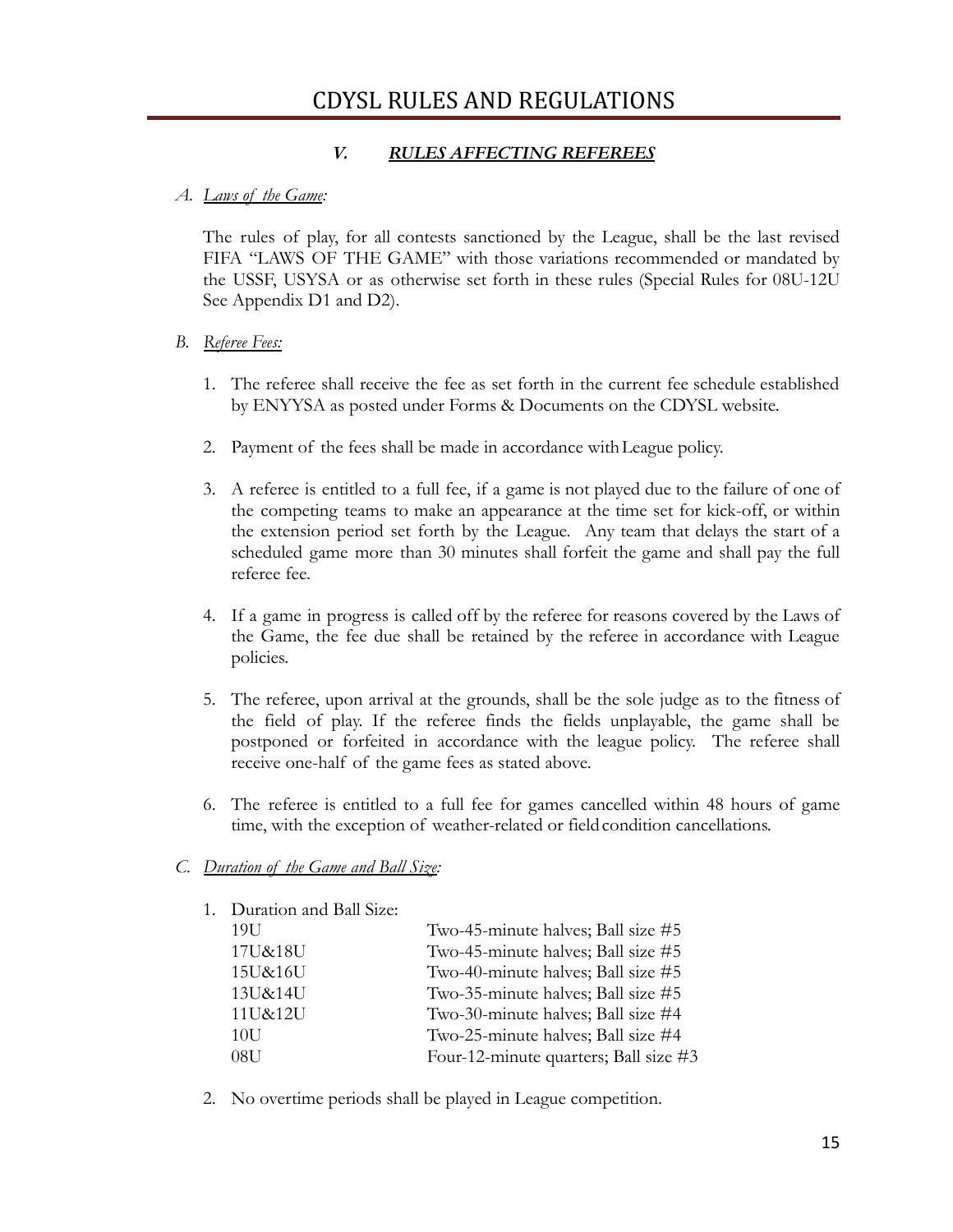# CDYSL RULES AND REGULATIONS

## *V. RULES AFFECTING REFEREES*

*A. Laws of the Game:*

The rules of play, for all contests sanctioned by the League, shall be the last revised FIFA "LAWS OF THE GAME" with those variations recommended or mandated by the USSF, USYSA or as otherwise set forth in these rules (Special Rules for 08U-12U See Appendix D1 and D2).

*B. Referee Fees:*

1. The referee shall receive the fee as set forth in the current fee schedule established by ENYYSA as posted under Forms & Documents on the CDYSL website.

2. Payment of the fees shall be made in accordance with League policy.

3. A referee is entitled to a full fee, if a game is not played due to the failure of one of the competing teams to make an appearance at the time set for kick-off, or within the extension period set forth by the League. Any team that delays the start of a scheduled game more than 30 minutes shall forfeit the game and shall pay the full referee fee.

4. If a game in progress is called off by the referee for reasons covered by the Laws of the Game, the fee due shall be retained by the referee in accordance with League policies.

5. The referee, upon arrival at the grounds, shall be the sole judge as to the fitness of the field of play. If the referee finds the fields unplayable, the game shall be postponed or forfeited in accordance with the league policy. The referee shall receive one-half of the game fees as stated above.

6. The referee is entitled to a full fee for games cancelled within 48 hours of game time, with the exception of weather-related or field condition cancellations.

*C. Duration of the Game and Ball Size:*

1. Duration and Ball Size:

| | |
|---|---|
| 19U | Two-45-minute halves; Ball size #5 |
| 17U&18U | Two-45-minute halves; Ball size #5 |
| 15U&16U | Two-40-minute halves; Ball size #5 |
| 13U&14U | Two-35-minute halves; Ball size #5 |
| 11U&12U | Two-30-minute halves; Ball size #4 |
| 10U | Two-25-minute halves; Ball size #4 |
| 08U | Four-12-minute quarters; Ball size #3 |

2. No overtime periods shall be played in League competition.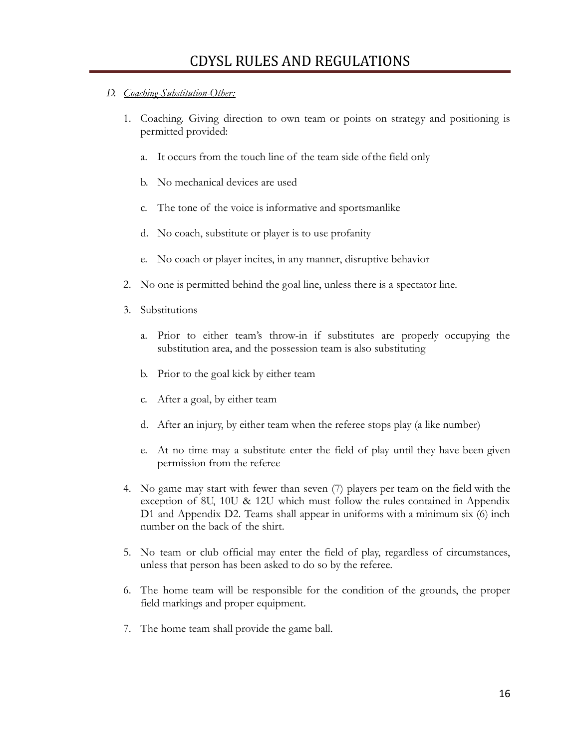D. *Coaching-Substitution-Other:*

1. Coaching. Giving direction to own team or points on strategy and positioning is permitted provided:

    a. It occurs from the touch line of the team side of the field only

    b. No mechanical devices are used

    c. The tone of the voice is informative and sportsmanlike

    d. No coach, substitute or player is to use profanity

    e. No coach or player incites, in any manner, disruptive behavior

2. No one is permitted behind the goal line, unless there is a spectator line.

3. Substitutions

    a. Prior to either team's throw-in if substitutes are properly occupying the substitution area, and the possession team is also substituting

    b. Prior to the goal kick by either team

    c. After a goal, by either team

    d. After an injury, by either team when the referee stops play (a like number)

    e. At no time may a substitute enter the field of play until they have been given permission from the referee

4. No game may start with fewer than seven (7) players per team on the field with the exception of 8U, 10U & 12U which must follow the rules contained in Appendix D1 and Appendix D2. Teams shall appear in uniforms with a minimum six (6) inch number on the back of the shirt.

5. No team or club official may enter the field of play, regardless of circumstances, unless that person has been asked to do so by the referee.

6. The home team will be responsible for the condition of the grounds, the proper field markings and proper equipment.

7. The home team shall provide the game ball.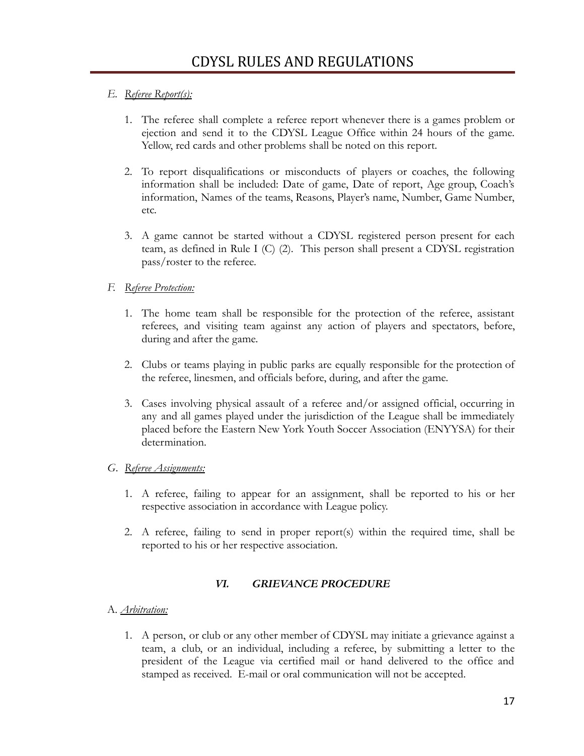E. *Referee Report(s):*

1. The referee shall complete a referee report whenever there is a games problem or ejection and send it to the CDYSL League Office within 24 hours of the game. Yellow, red cards and other problems shall be noted on this report.

2. To report disqualifications or misconducts of players or coaches, the following information shall be included: Date of game, Date of report, Age group, Coach's information, Names of the teams, Reasons, Player's name, Number, Game Number, etc.

3. A game cannot be started without a CDYSL registered person present for each team, as defined in Rule I (C) (2). This person shall present a CDYSL registration pass/roster to the referee.

F. *Referee Protection:*

1. The home team shall be responsible for the protection of the referee, assistant referees, and visiting team against any action of players and spectators, before, during and after the game.

2. Clubs or teams playing in public parks are equally responsible for the protection of the referee, linesmen, and officials before, during, and after the game.

3. Cases involving physical assault of a referee and/or assigned official, occurring in any and all games played under the jurisdiction of the League shall be immediately placed before the Eastern New York Youth Soccer Association (ENYYSA) for their determination.

G. *Referee Assignments:*

1. A referee, failing to appear for an assignment, shall be reported to his or her respective association in accordance with League policy.

2. A referee, failing to send in proper report(s) within the required time, shall be reported to his or her respective association.

## VI. GRIEVANCE PROCEDURE

A. *Arbitration:*

1. A person, or club or any other member of CDYSL may initiate a grievance against a team, a club, or an individual, including a referee, by submitting a letter to the president of the League via certified mail or hand delivered to the office and stamped as received. E-mail or oral communication will not be accepted.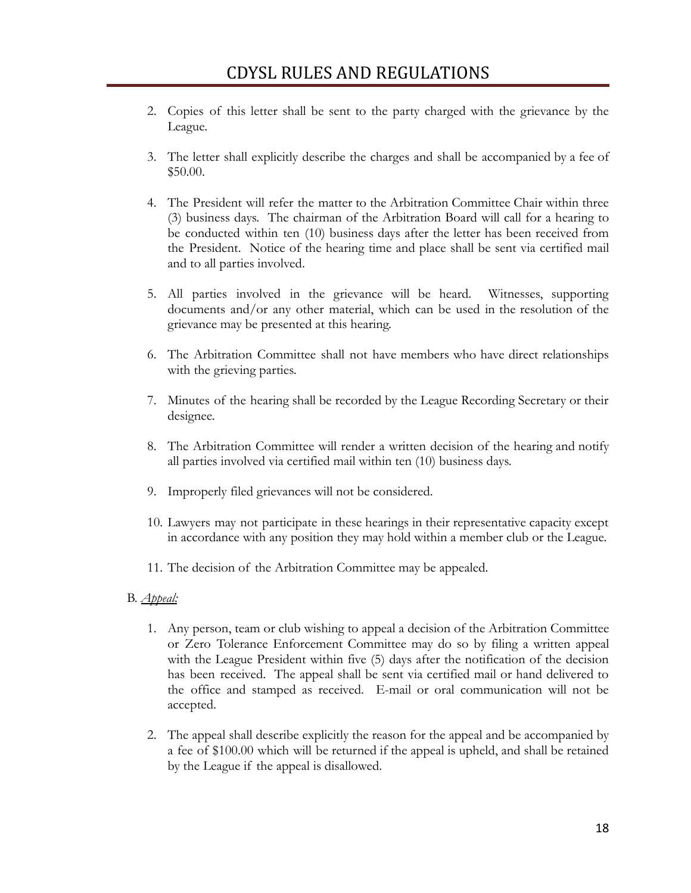2. Copies of this letter shall be sent to the party charged with the grievance by the League.

3. The letter shall explicitly describe the charges and shall be accompanied by a fee of $50.00.

4. The President will refer the matter to the Arbitration Committee Chair within three (3) business days. The chairman of the Arbitration Board will call for a hearing to be conducted within ten (10) business days after the letter has been received from the President. Notice of the hearing time and place shall be sent via certified mail and to all parties involved.

5. All parties involved in the grievance will be heard. Witnesses, supporting documents and/or any other material, which can be used in the resolution of the grievance may be presented at this hearing.

6. The Arbitration Committee shall not have members who have direct relationships with the grieving parties.

7. Minutes of the hearing shall be recorded by the League Recording Secretary or their designee.

8. The Arbitration Committee will render a written decision of the hearing and notify all parties involved via certified mail within ten (10) business days.

9. Improperly filed grievances will not be considered.

10. Lawyers may not participate in these hearings in their representative capacity except in accordance with any position they may hold within a member club or the League.

11. The decision of the Arbitration Committee may be appealed.

B. *<u>Appeal:</u>*

1. Any person, team or club wishing to appeal a decision of the Arbitration Committee or Zero Tolerance Enforcement Committee may do so by filing a written appeal with the League President within five (5) days after the notification of the decision has been received. The appeal shall be sent via certified mail or hand delivered to the office and stamped as received. E-mail or oral communication will not be accepted.

2. The appeal shall describe explicitly the reason for the appeal and be accompanied by a fee of $100.00 which will be returned if the appeal is upheld, and shall be retained by the League if the appeal is disallowed.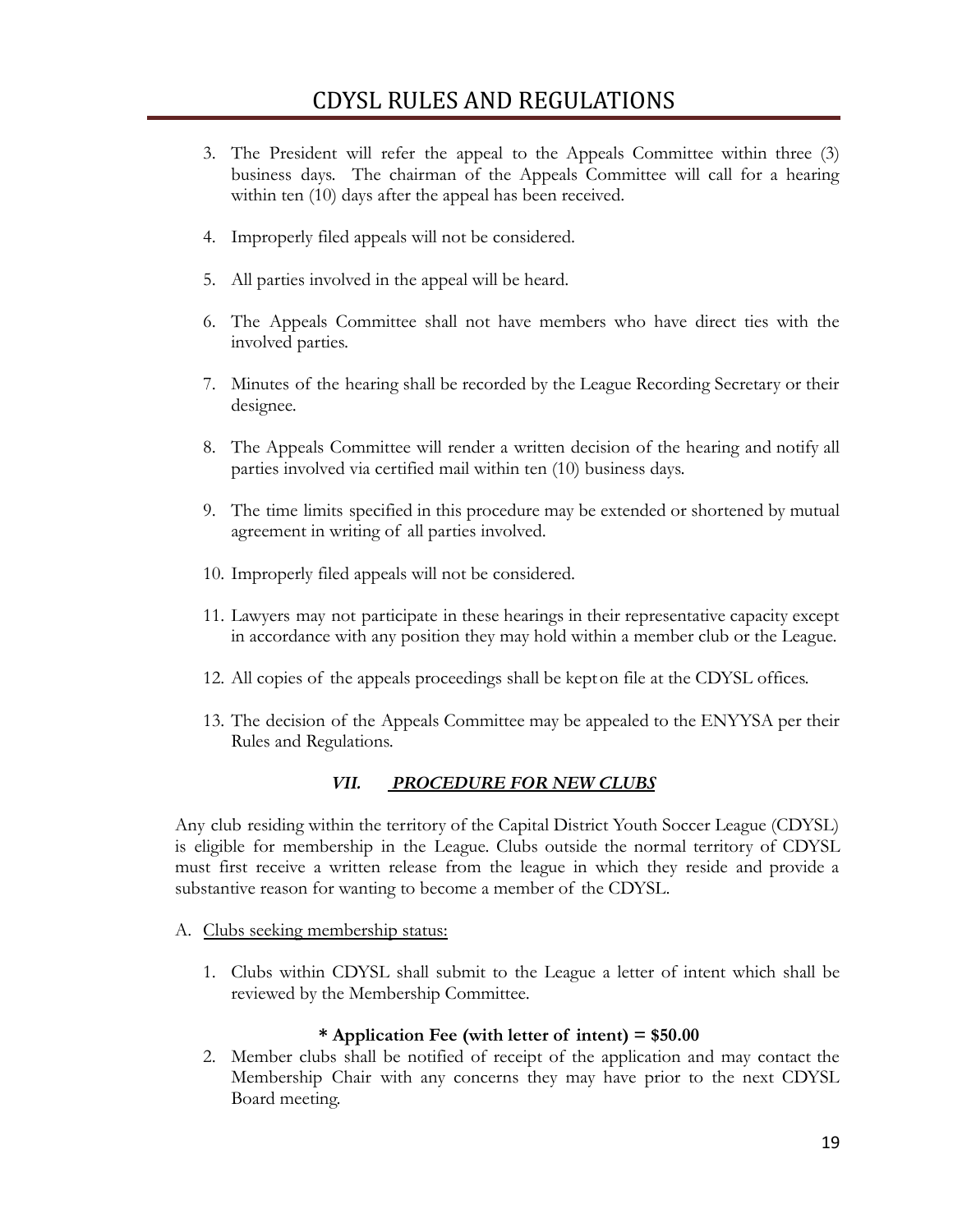3. The President will refer the appeal to the Appeals Committee within three (3) business days. The chairman of the Appeals Committee will call for a hearing within ten (10) days after the appeal has been received.

4. Improperly filed appeals will not be considered.

5. All parties involved in the appeal will be heard.

6. The Appeals Committee shall not have members who have direct ties with the involved parties.

7. Minutes of the hearing shall be recorded by the League Recording Secretary or their designee.

8. The Appeals Committee will render a written decision of the hearing and notify all parties involved via certified mail within ten (10) business days.

9. The time limits specified in this procedure may be extended or shortened by mutual agreement in writing of all parties involved.

10. Improperly filed appeals will not be considered.

11. Lawyers may not participate in these hearings in their representative capacity except in accordance with any position they may hold within a member club or the League.

12. All copies of the appeals proceedings shall be kept on file at the CDYSL offices.

13. The decision of the Appeals Committee may be appealed to the ENYYSA per their Rules and Regulations.

## *VII. PROCEDURE FOR NEW CLUBS*

Any club residing within the territory of the Capital District Youth Soccer League (CDYSL) is eligible for membership in the League. Clubs outside the normal territory of CDYSL must first receive a written release from the league in which they reside and provide a substantive reason for wanting to become a member of the CDYSL.

A. <u>Clubs seeking membership status:</u>

1. Clubs within CDYSL shall submit to the League a letter of intent which shall be reviewed by the Membership Committee.

**\* Application Fee (with letter of intent) = $50.00**

2. Member clubs shall be notified of receipt of the application and may contact the Membership Chair with any concerns they may have prior to the next CDYSL Board meeting.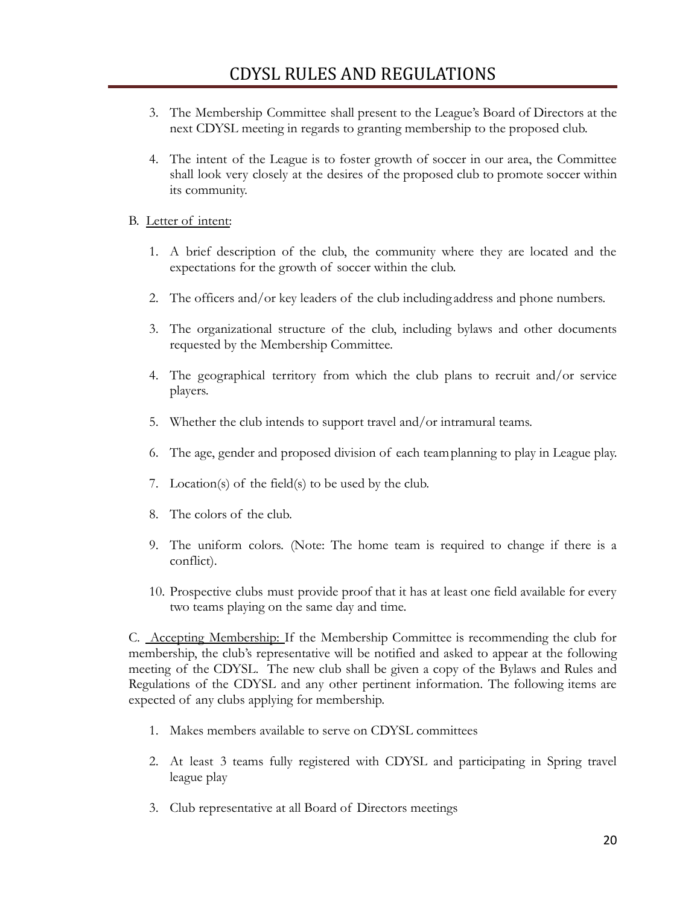3. The Membership Committee shall present to the League's Board of Directors at the next CDYSL meeting in regards to granting membership to the proposed club.

4. The intent of the League is to foster growth of soccer in our area, the Committee shall look very closely at the desires of the proposed club to promote soccer within its community.

B. Letter of intent:

1. A brief description of the club, the community where they are located and the expectations for the growth of soccer within the club.

2. The officers and/or key leaders of the club including address and phone numbers.

3. The organizational structure of the club, including bylaws and other documents requested by the Membership Committee.

4. The geographical territory from which the club plans to recruit and/or service players.

5. Whether the club intends to support travel and/or intramural teams.

6. The age, gender and proposed division of each team planning to play in League play.

7. Location(s) of the field(s) to be used by the club.

8. The colors of the club.

9. The uniform colors. (Note: The home team is required to change if there is a conflict).

10. Prospective clubs must provide proof that it has at least one field available for every two teams playing on the same day and time.

C. Accepting Membership: If the Membership Committee is recommending the club for membership, the club's representative will be notified and asked to appear at the following meeting of the CDYSL. The new club shall be given a copy of the Bylaws and Rules and Regulations of the CDYSL and any other pertinent information. The following items are expected of any clubs applying for membership.

1. Makes members available to serve on CDYSL committees

2. At least 3 teams fully registered with CDYSL and participating in Spring travel league play

3. Club representative at all Board of Directors meetings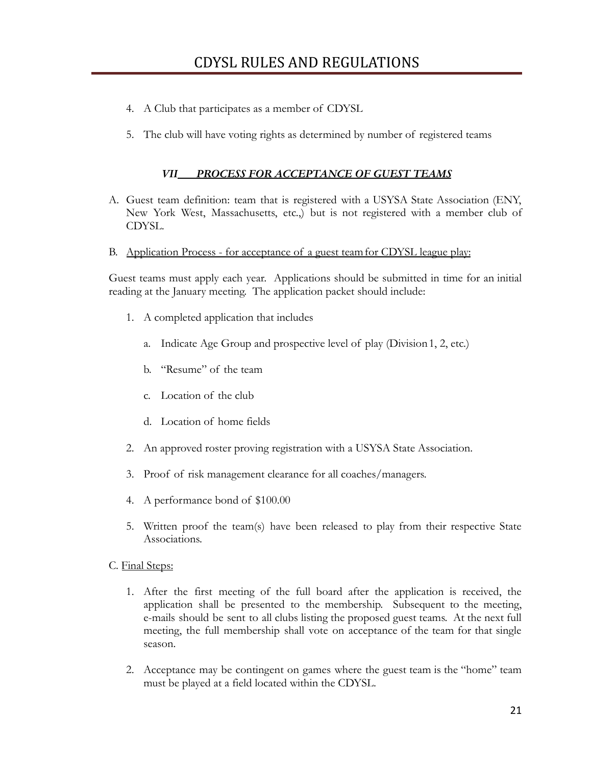4. A Club that participates as a member of CDYSL

5. The club will have voting rights as determined by number of registered teams

### ***VII PROCESS FOR ACCEPTANCE OF GUEST TEAMS***

A. Guest team definition: team that is registered with a USYSA State Association (ENY, New York West, Massachusetts, etc.,) but is not registered with a member club of CDYSL.

B. <u>Application Process - for acceptance of a guest team for CDYSL league play:</u>

Guest teams must apply each year. Applications should be submitted in time for an initial reading at the January meeting. The application packet should include:

1. A completed application that includes
   a. Indicate Age Group and prospective level of play (Division 1, 2, etc.)
   b. "Resume" of the team
   c. Location of the club
   d. Location of home fields
2. An approved roster proving registration with a USYSA State Association.
3. Proof of risk management clearance for all coaches/managers.
4. A performance bond of $100.00
5. Written proof the team(s) have been released to play from their respective State Associations.

C. <u>Final Steps:</u>

1. After the first meeting of the full board after the application is received, the application shall be presented to the membership. Subsequent to the meeting, e-mails should be sent to all clubs listing the proposed guest teams. At the next full meeting, the full membership shall vote on acceptance of the team for that single season.
2. Acceptance may be contingent on games where the guest team is the "home" team must be played at a field located within the CDYSL.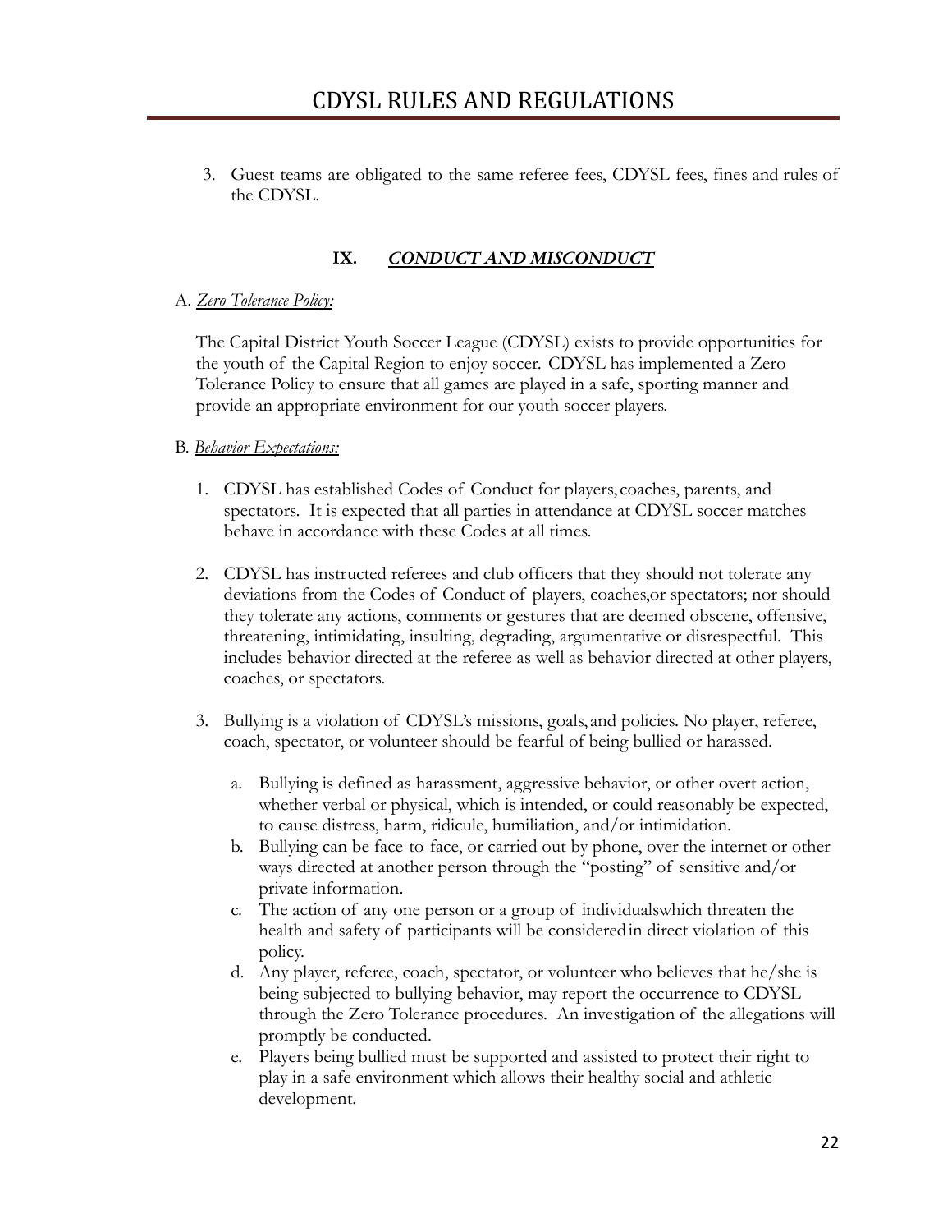3. Guest teams are obligated to the same referee fees, CDYSL fees, fines and rules of the CDYSL.

## IX. ***CONDUCT AND MISCONDUCT***

A. *Zero Tolerance Policy:*

The Capital District Youth Soccer League (CDYSL) exists to provide opportunities for the youth of the Capital Region to enjoy soccer. CDYSL has implemented a Zero Tolerance Policy to ensure that all games are played in a safe, sporting manner and provide an appropriate environment for our youth soccer players.

B. *Behavior Expectations:*

1. CDYSL has established Codes of Conduct for players, coaches, parents, and spectators. It is expected that all parties in attendance at CDYSL soccer matches behave in accordance with these Codes at all times.

2. CDYSL has instructed referees and club officers that they should not tolerate any deviations from the Codes of Conduct of players, coaches,or spectators; nor should they tolerate any actions, comments or gestures that are deemed obscene, offensive, threatening, intimidating, insulting, degrading, argumentative or disrespectful. This includes behavior directed at the referee as well as behavior directed at other players, coaches, or spectators.

3. Bullying is a violation of CDYSL's missions, goals, and policies. No player, referee, coach, spectator, or volunteer should be fearful of being bullied or harassed.

   a. Bullying is defined as harassment, aggressive behavior, or other overt action, whether verbal or physical, which is intended, or could reasonably be expected, to cause distress, harm, ridicule, humiliation, and/or intimidation.
   b. Bullying can be face-to-face, or carried out by phone, over the internet or other ways directed at another person through the "posting" of sensitive and/or private information.
   c. The action of any one person or a group of individualswhich threaten the health and safety of participants will be consideredin direct violation of this policy.
   d. Any player, referee, coach, spectator, or volunteer who believes that he/she is being subjected to bullying behavior, may report the occurrence to CDYSL through the Zero Tolerance procedures. An investigation of the allegations will promptly be conducted.
   e. Players being bullied must be supported and assisted to protect their right to play in a safe environment which allows their healthy social and athletic development.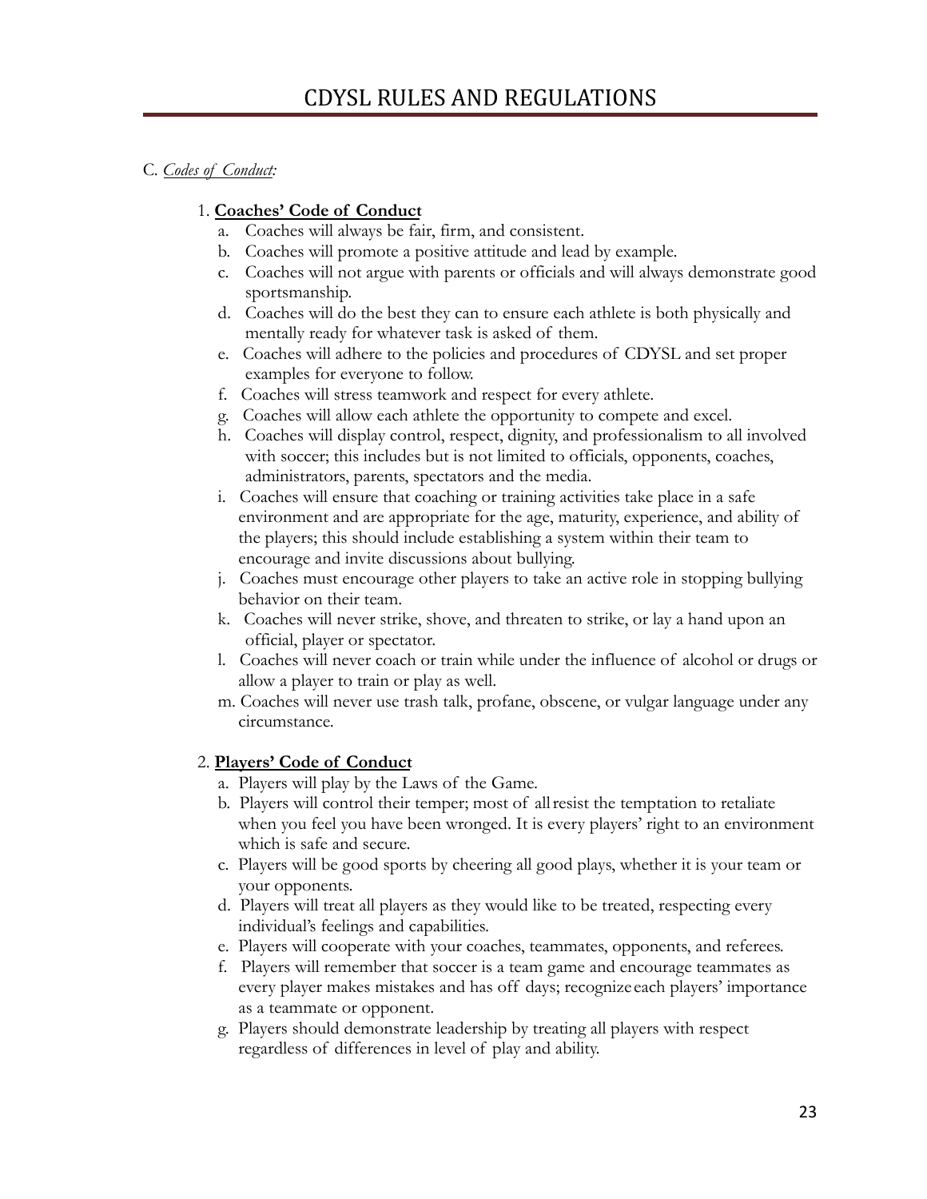# CDYSL RULES AND REGULATIONS

C. *Codes of Conduct:*

1. **Coaches' Code of Conduct**
   a. Coaches will always be fair, firm, and consistent.
   b. Coaches will promote a positive attitude and lead by example.
   c. Coaches will not argue with parents or officials and will always demonstrate good sportsmanship.
   d. Coaches will do the best they can to ensure each athlete is both physically and mentally ready for whatever task is asked of them.
   e. Coaches will adhere to the policies and procedures of CDYSL and set proper examples for everyone to follow.
   f. Coaches will stress teamwork and respect for every athlete.
   g. Coaches will allow each athlete the opportunity to compete and excel.
   h. Coaches will display control, respect, dignity, and professionalism to all involved with soccer; this includes but is not limited to officials, opponents, coaches, administrators, parents, spectators and the media.
   i. Coaches will ensure that coaching or training activities take place in a safe environment and are appropriate for the age, maturity, experience, and ability of the players; this should include establishing a system within their team to encourage and invite discussions about bullying.
   j. Coaches must encourage other players to take an active role in stopping bullying behavior on their team.
   k. Coaches will never strike, shove, and threaten to strike, or lay a hand upon an official, player or spectator.
   l. Coaches will never coach or train while under the influence of alcohol or drugs or allow a player to train or play as well.
   m. Coaches will never use trash talk, profane, obscene, or vulgar language under any circumstance.

2. **Players' Code of Conduct**
   a. Players will play by the Laws of the Game.
   b. Players will control their temper; most of all resist the temptation to retaliate when you feel you have been wronged. It is every players' right to an environment which is safe and secure.
   c. Players will be good sports by cheering all good plays, whether it is your team or your opponents.
   d. Players will treat all players as they would like to be treated, respecting every individual's feelings and capabilities.
   e. Players will cooperate with your coaches, teammates, opponents, and referees.
   f. Players will remember that soccer is a team game and encourage teammates as every player makes mistakes and has off days; recognize each players' importance as a teammate or opponent.
   g. Players should demonstrate leadership by treating all players with respect regardless of differences in level of play and ability.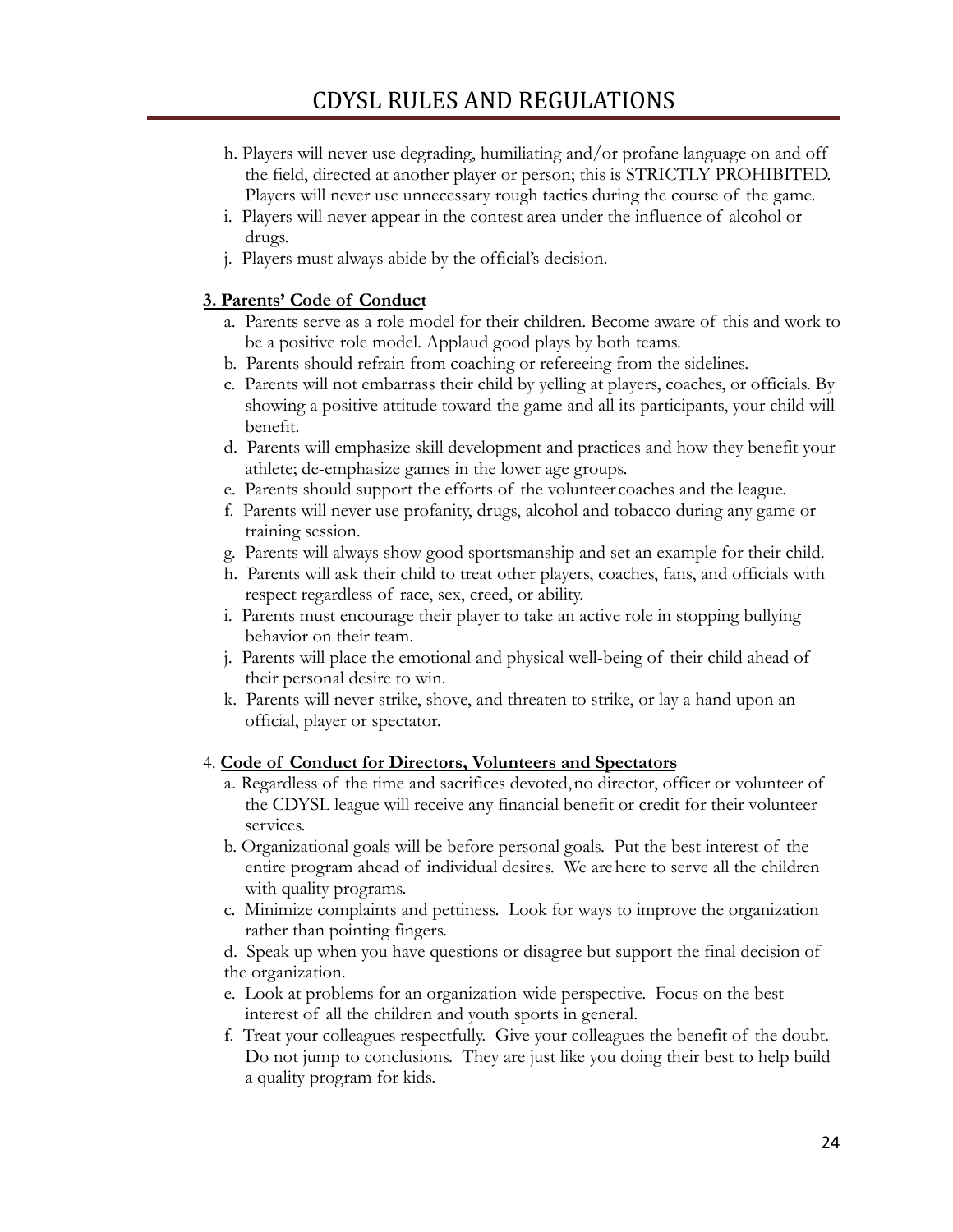h. Players will never use degrading, humiliating and/or profane language on and off the field, directed at another player or person; this is STRICTLY PROHIBITED. Players will never use unnecessary rough tactics during the course of the game.

i. Players will never appear in the contest area under the influence of alcohol or drugs.

j. Players must always abide by the official's decision.

**3. Parents' Code of Conduct**

a. Parents serve as a role model for their children. Become aware of this and work to be a positive role model. Applaud good plays by both teams.

b. Parents should refrain from coaching or refereeing from the sidelines.

c. Parents will not embarrass their child by yelling at players, coaches, or officials. By showing a positive attitude toward the game and all its participants, your child will benefit.

d. Parents will emphasize skill development and practices and how they benefit your athlete; de-emphasize games in the lower age groups.

e. Parents should support the efforts of the volunteer coaches and the league.

f. Parents will never use profanity, drugs, alcohol and tobacco during any game or training session.

g. Parents will always show good sportsmanship and set an example for their child.

h. Parents will ask their child to treat other players, coaches, fans, and officials with respect regardless of race, sex, creed, or ability.

i. Parents must encourage their player to take an active role in stopping bullying behavior on their team.

j. Parents will place the emotional and physical well-being of their child ahead of their personal desire to win.

k. Parents will never strike, shove, and threaten to strike, or lay a hand upon an official, player or spectator.

4. **Code of Conduct for Directors, Volunteers and Spectators**

a. Regardless of the time and sacrifices devoted, no director, officer or volunteer of the CDYSL league will receive any financial benefit or credit for their volunteer services.

b. Organizational goals will be before personal goals. Put the best interest of the entire program ahead of individual desires. We are here to serve all the children with quality programs.

c. Minimize complaints and pettiness. Look for ways to improve the organization rather than pointing fingers.

d. Speak up when you have questions or disagree but support the final decision of the organization.

e. Look at problems for an organization-wide perspective. Focus on the best interest of all the children and youth sports in general.

f. Treat your colleagues respectfully. Give your colleagues the benefit of the doubt. Do not jump to conclusions. They are just like you doing their best to help build a quality program for kids.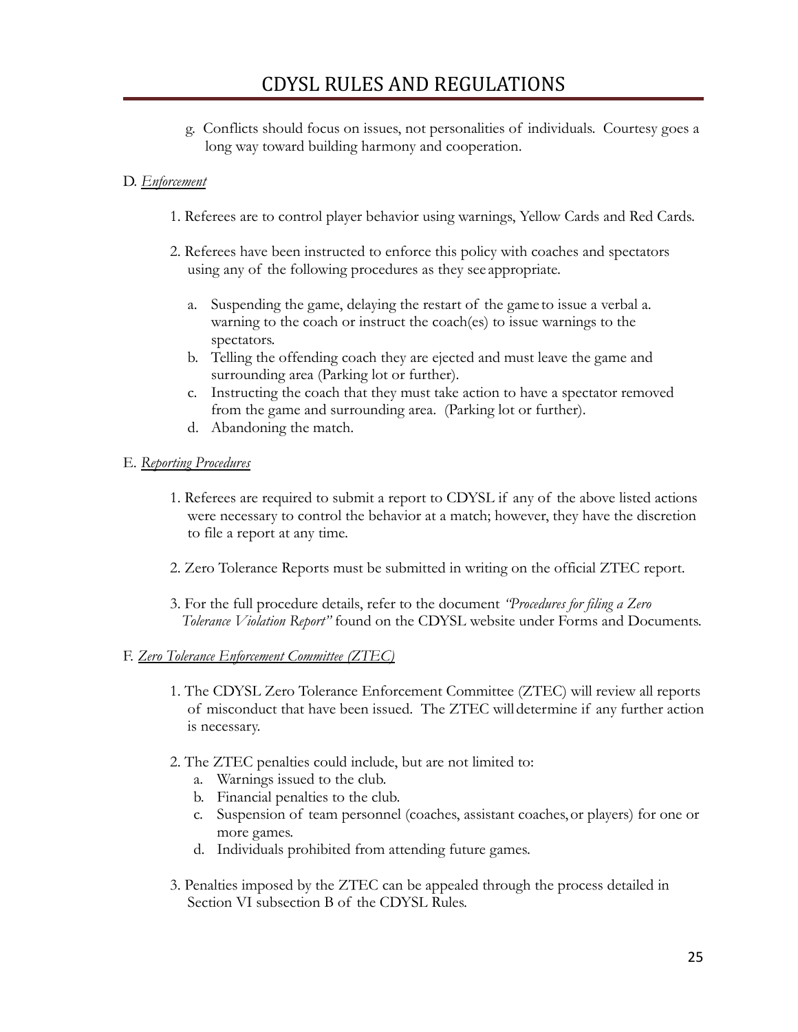g. Conflicts should focus on issues, not personalities of individuals. Courtesy goes a long way toward building harmony and cooperation.

D. *Enforcement*

1. Referees are to control player behavior using warnings, Yellow Cards and Red Cards.

2. Referees have been instructed to enforce this policy with coaches and spectators using any of the following procedures as they see appropriate.

   a. Suspending the game, delaying the restart of the game to issue a verbal a. warning to the coach or instruct the coach(es) to issue warnings to the spectators.
   b. Telling the offending coach they are ejected and must leave the game and surrounding area (Parking lot or further).
   c. Instructing the coach that they must take action to have a spectator removed from the game and surrounding area. (Parking lot or further).
   d. Abandoning the match.

E. *Reporting Procedures*

1. Referees are required to submit a report to CDYSL if any of the above listed actions were necessary to control the behavior at a match; however, they have the discretion to file a report at any time.

2. Zero Tolerance Reports must be submitted in writing on the official ZTEC report.

3. For the full procedure details, refer to the document *"Procedures for filing a Zero Tolerance Violation Report"* found on the CDYSL website under Forms and Documents.

F. *Zero Tolerance Enforcement Committee (ZTEC)*

1. The CDYSL Zero Tolerance Enforcement Committee (ZTEC) will review all reports of misconduct that have been issued. The ZTEC will determine if any further action is necessary.

2. The ZTEC penalties could include, but are not limited to:
   a. Warnings issued to the club.
   b. Financial penalties to the club.
   c. Suspension of team personnel (coaches, assistant coaches, or players) for one or more games.
   d. Individuals prohibited from attending future games.

3. Penalties imposed by the ZTEC can be appealed through the process detailed in Section VI subsection B of the CDYSL Rules.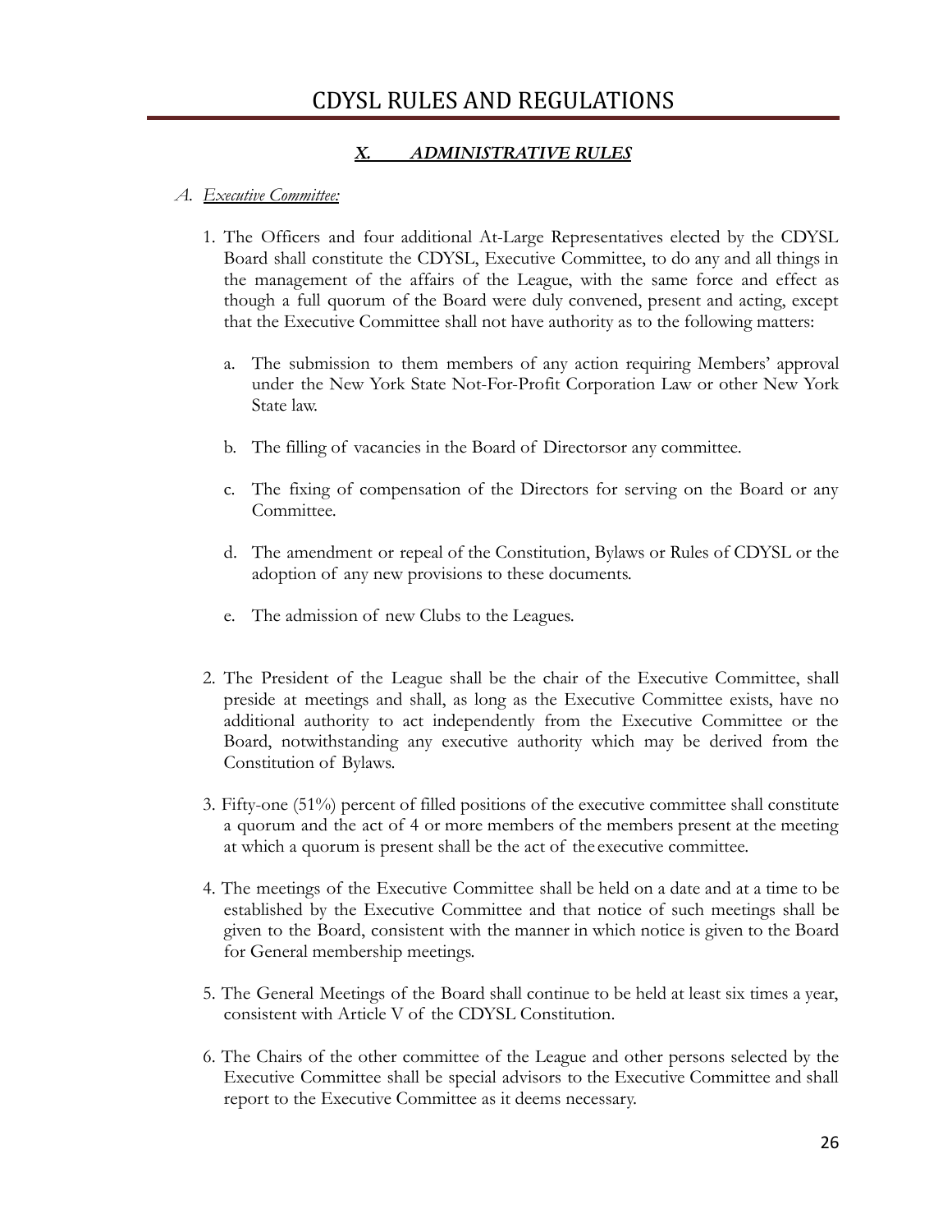# CDYSL RULES AND REGULATIONS

## *X. ADMINISTRATIVE RULES*

### A. *Executive Committee:*

1. The Officers and four additional At-Large Representatives elected by the CDYSL Board shall constitute the CDYSL, Executive Committee, to do any and all things in the management of the affairs of the League, with the same force and effect as though a full quorum of the Board were duly convened, present and acting, except that the Executive Committee shall not have authority as to the following matters:

   a. The submission to them members of any action requiring Members' approval under the New York State Not-For-Profit Corporation Law or other New York State law.

   b. The filling of vacancies in the Board of Directorsor any committee.

   c. The fixing of compensation of the Directors for serving on the Board or any Committee.

   d. The amendment or repeal of the Constitution, Bylaws or Rules of CDYSL or the adoption of any new provisions to these documents.

   e. The admission of new Clubs to the Leagues.

2. The President of the League shall be the chair of the Executive Committee, shall preside at meetings and shall, as long as the Executive Committee exists, have no additional authority to act independently from the Executive Committee or the Board, notwithstanding any executive authority which may be derived from the Constitution of Bylaws.

3. Fifty-one (51%) percent of filled positions of the executive committee shall constitute a quorum and the act of 4 or more members of the members present at the meeting at which a quorum is present shall be the act of the executive committee.

4. The meetings of the Executive Committee shall be held on a date and at a time to be established by the Executive Committee and that notice of such meetings shall be given to the Board, consistent with the manner in which notice is given to the Board for General membership meetings.

5. The General Meetings of the Board shall continue to be held at least six times a year, consistent with Article V of the CDYSL Constitution.

6. The Chairs of the other committee of the League and other persons selected by the Executive Committee shall be special advisors to the Executive Committee and shall report to the Executive Committee as it deems necessary.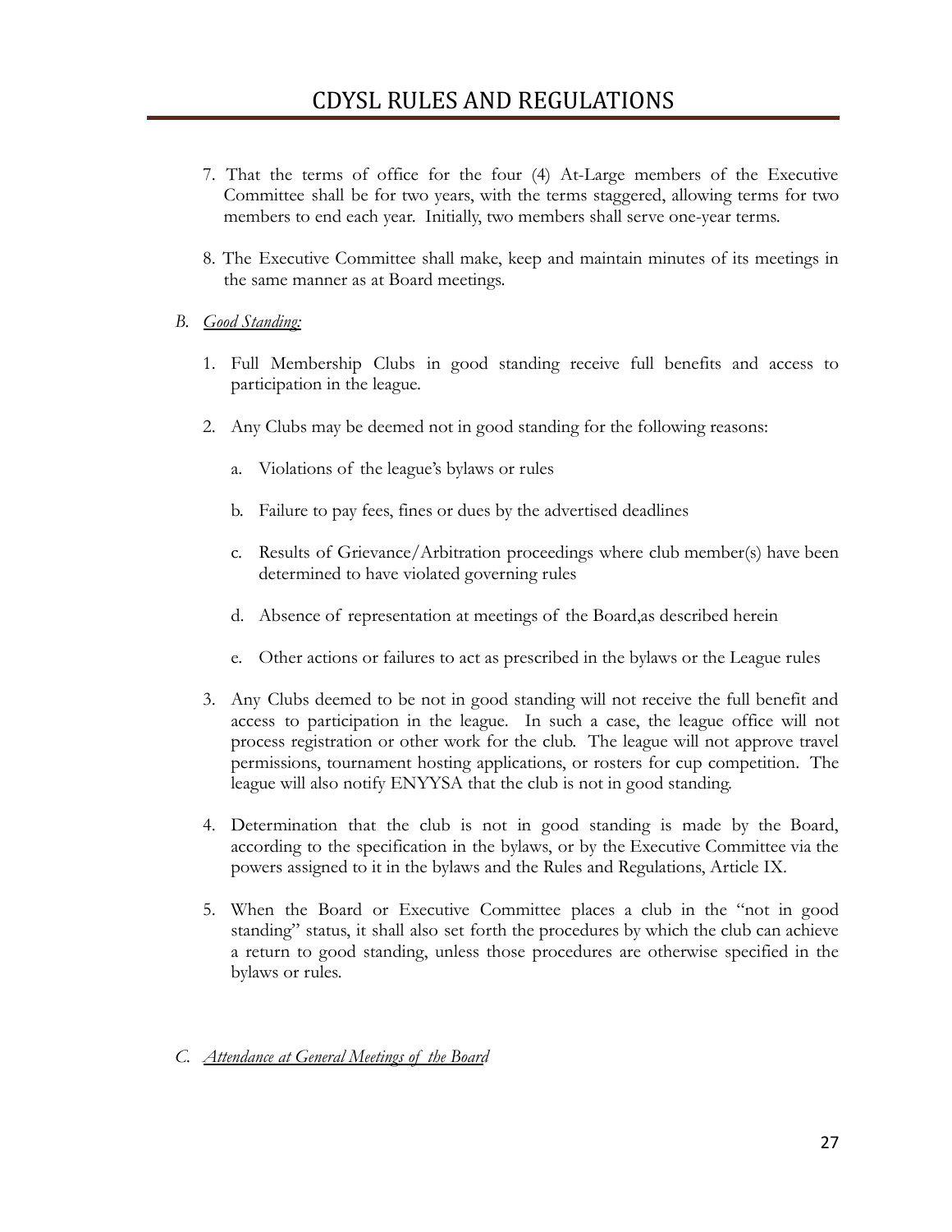7. That the terms of office for the four (4) At-Large members of the Executive Committee shall be for two years, with the terms staggered, allowing terms for two members to end each year. Initially, two members shall serve one-year terms.

8. The Executive Committee shall make, keep and maintain minutes of its meetings in the same manner as at Board meetings.

B. *Good Standing:*

1. Full Membership Clubs in good standing receive full benefits and access to participation in the league.

2. Any Clubs may be deemed not in good standing for the following reasons:

   a. Violations of the league's bylaws or rules

   b. Failure to pay fees, fines or dues by the advertised deadlines

   c. Results of Grievance/Arbitration proceedings where club member(s) have been determined to have violated governing rules

   d. Absence of representation at meetings of the Board,as described herein

   e. Other actions or failures to act as prescribed in the bylaws or the League rules

3. Any Clubs deemed to be not in good standing will not receive the full benefit and access to participation in the league. In such a case, the league office will not process registration or other work for the club. The league will not approve travel permissions, tournament hosting applications, or rosters for cup competition. The league will also notify ENYYSA that the club is not in good standing.

4. Determination that the club is not in good standing is made by the Board, according to the specification in the bylaws, or by the Executive Committee via the powers assigned to it in the bylaws and the Rules and Regulations, Article IX.

5. When the Board or Executive Committee places a club in the "not in good standing" status, it shall also set forth the procedures by which the club can achieve a return to good standing, unless those procedures are otherwise specified in the bylaws or rules.

C. *Attendance at General Meetings of the Board*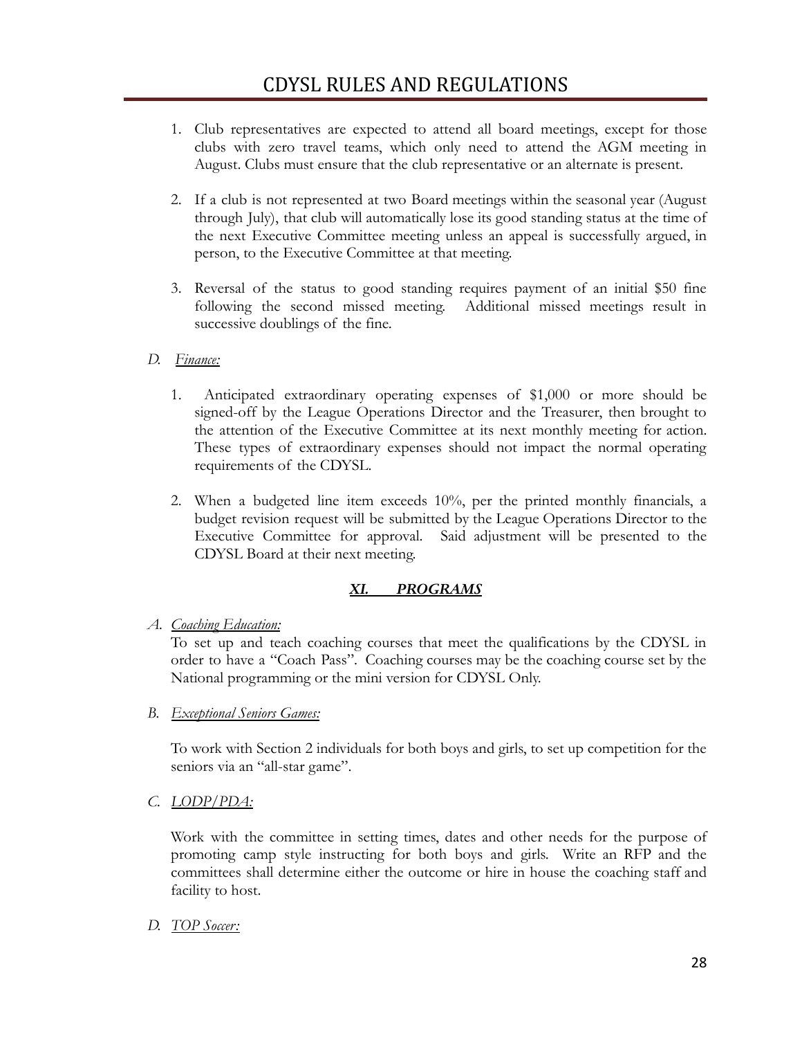1. Club representatives are expected to attend all board meetings, except for those clubs with zero travel teams, which only need to attend the AGM meeting in August. Clubs must ensure that the club representative or an alternate is present.

2. If a club is not represented at two Board meetings within the seasonal year (August through July), that club will automatically lose its good standing status at the time of the next Executive Committee meeting unless an appeal is successfully argued, in person, to the Executive Committee at that meeting.

3. Reversal of the status to good standing requires payment of an initial $50 fine following the second missed meeting. Additional missed meetings result in successive doublings of the fine.

*D. <u>Finance:</u>*

1. Anticipated extraordinary operating expenses of $1,000 or more should be signed-off by the League Operations Director and the Treasurer, then brought to the attention of the Executive Committee at its next monthly meeting for action. These types of extraordinary expenses should not impact the normal operating requirements of the CDYSL.

2. When a budgeted line item exceeds 10%, per the printed monthly financials, a budget revision request will be submitted by the League Operations Director to the Executive Committee for approval. Said adjustment will be presented to the CDYSL Board at their next meeting.

## ***<u>XI. PROGRAMS</u>***

*A. <u>Coaching Education:</u>*

To set up and teach coaching courses that meet the qualifications by the CDYSL in order to have a "Coach Pass". Coaching courses may be the coaching course set by the National programming or the mini version for CDYSL Only.

*B. <u>Exceptional Seniors Games:</u>*

To work with Section 2 individuals for both boys and girls, to set up competition for the seniors via an "all-star game".

*C. <u>LODP/PDA:</u>*

Work with the committee in setting times, dates and other needs for the purpose of promoting camp style instructing for both boys and girls. Write an RFP and the committees shall determine either the outcome or hire in house the coaching staff and facility to host.

*D. <u>TOP Soccer:</u>*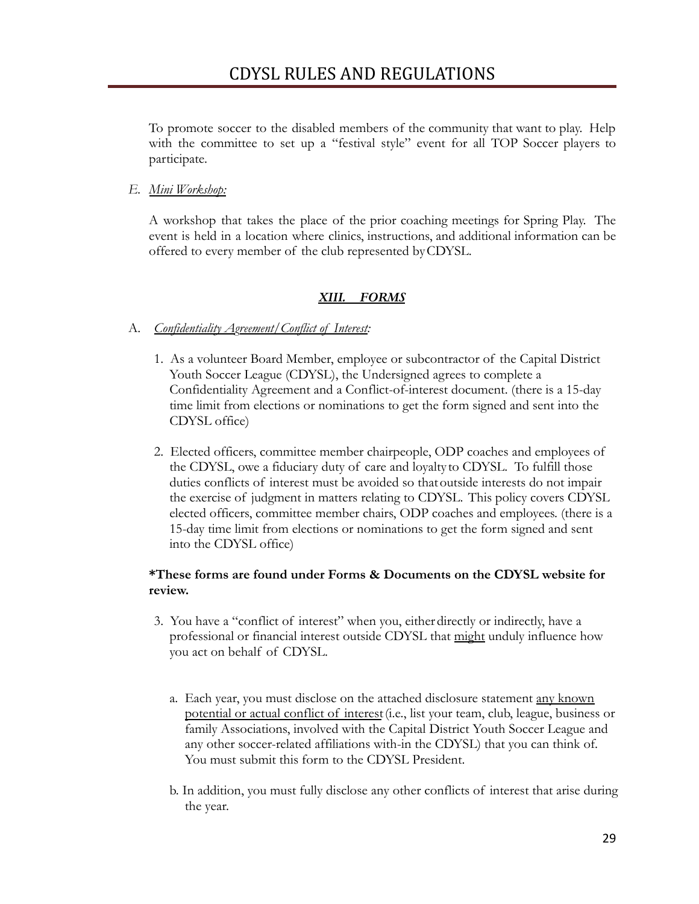To promote soccer to the disabled members of the community that want to play. Help with the committee to set up a "festival style" event for all TOP Soccer players to participate.

E. *Mini Workshop:*

A workshop that takes the place of the prior coaching meetings for Spring Play. The event is held in a location where clinics, instructions, and additional information can be offered to every member of the club represented by CDYSL.

## *XIII. FORMS*

A. *Confidentiality Agreement/Conflict of Interest:*

1. As a volunteer Board Member, employee or subcontractor of the Capital District Youth Soccer League (CDYSL), the Undersigned agrees to complete a Confidentiality Agreement and a Conflict-of-interest document. (there is a 15-day time limit from elections or nominations to get the form signed and sent into the CDYSL office)

2. Elected officers, committee member chairpeople, ODP coaches and employees of the CDYSL, owe a fiduciary duty of care and loyalty to CDYSL. To fulfill those duties conflicts of interest must be avoided so that outside interests do not impair the exercise of judgment in matters relating to CDYSL. This policy covers CDYSL elected officers, committee member chairs, ODP coaches and employees. (there is a 15-day time limit from elections or nominations to get the form signed and sent into the CDYSL office)

**\*These forms are found under Forms & Documents on the CDYSL website for review.**

3. You have a "conflict of interest" when you, either directly or indirectly, have a professional or financial interest outside CDYSL that <u>might</u> unduly influence how you act on behalf of CDYSL.

   a. Each year, you must disclose on the attached disclosure statement <u>any known potential or actual conflict of interest</u> (i.e., list your team, club, league, business or family Associations, involved with the Capital District Youth Soccer League and any other soccer-related affiliations with-in the CDYSL) that you can think of. You must submit this form to the CDYSL President.

   b. In addition, you must fully disclose any other conflicts of interest that arise during the year.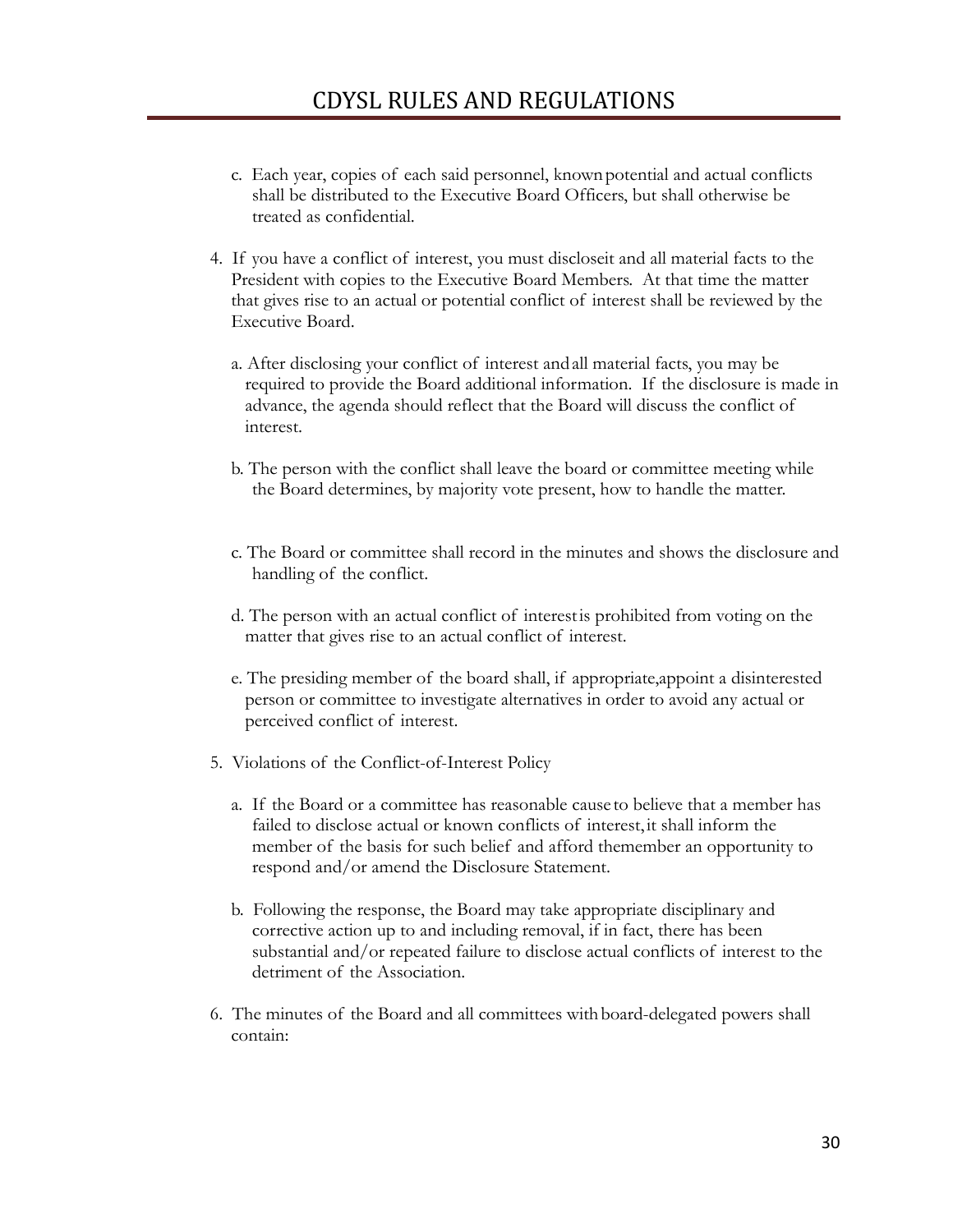c. Each year, copies of each said personnel, known potential and actual conflicts shall be distributed to the Executive Board Officers, but shall otherwise be treated as confidential.

4. If you have a conflict of interest, you must discloseit and all material facts to the President with copies to the Executive Board Members. At that time the matter that gives rise to an actual or potential conflict of interest shall be reviewed by the Executive Board.

   a. After disclosing your conflict of interest and all material facts, you may be required to provide the Board additional information. If the disclosure is made in advance, the agenda should reflect that the Board will discuss the conflict of interest.

   b. The person with the conflict shall leave the board or committee meeting while the Board determines, by majority vote present, how to handle the matter.

   c. The Board or committee shall record in the minutes and shows the disclosure and handling of the conflict.

   d. The person with an actual conflict of interest is prohibited from voting on the matter that gives rise to an actual conflict of interest.

   e. The presiding member of the board shall, if appropriate,appoint a disinterested person or committee to investigate alternatives in order to avoid any actual or perceived conflict of interest.

5. Violations of the Conflict-of-Interest Policy

   a. If the Board or a committee has reasonable cause to believe that a member has failed to disclose actual or known conflicts of interest, it shall inform the member of the basis for such belief and afford themember an opportunity to respond and/or amend the Disclosure Statement.

   b. Following the response, the Board may take appropriate disciplinary and corrective action up to and including removal, if in fact, there has been substantial and/or repeated failure to disclose actual conflicts of interest to the detriment of the Association.

6. The minutes of the Board and all committees with board-delegated powers shall contain: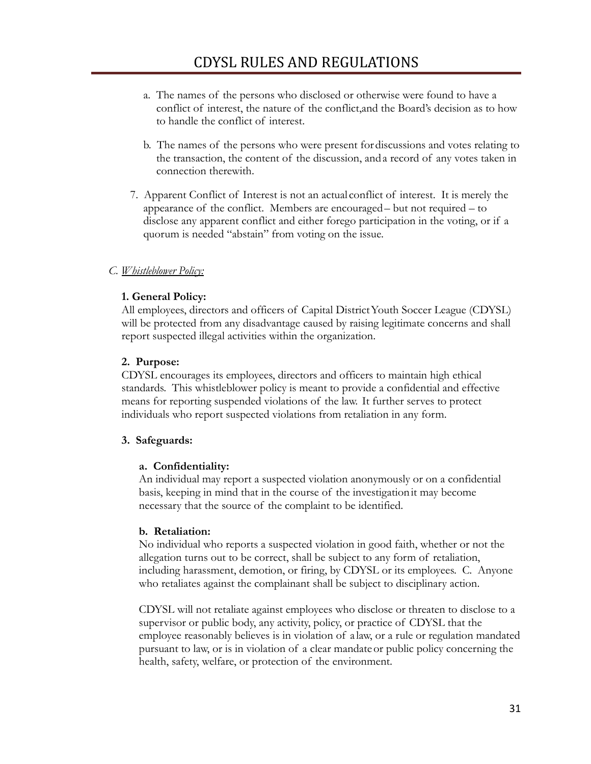a. The names of the persons who disclosed or otherwise were found to have a conflict of interest, the nature of the conflict,and the Board's decision as to how to handle the conflict of interest.

b. The names of the persons who were present for discussions and votes relating to the transaction, the content of the discussion, and a record of any votes taken in connection therewith.

7. Apparent Conflict of Interest is not an actual conflict of interest. It is merely the appearance of the conflict. Members are encouraged – but not required – to disclose any apparent conflict and either forego participation in the voting, or if a quorum is needed "abstain" from voting on the issue.

*C. Whistleblower Policy:*

**1. General Policy:**

All employees, directors and officers of Capital District Youth Soccer League (CDYSL) will be protected from any disadvantage caused by raising legitimate concerns and shall report suspected illegal activities within the organization.

**2. Purpose:**

CDYSL encourages its employees, directors and officers to maintain high ethical standards. This whistleblower policy is meant to provide a confidential and effective means for reporting suspended violations of the law. It further serves to protect individuals who report suspected violations from retaliation in any form.

**3. Safeguards:**

**a. Confidentiality:**

An individual may report a suspected violation anonymously or on a confidential basis, keeping in mind that in the course of the investigation it may become necessary that the source of the complaint to be identified.

**b. Retaliation:**

No individual who reports a suspected violation in good faith, whether or not the allegation turns out to be correct, shall be subject to any form of retaliation, including harassment, demotion, or firing, by CDYSL or its employees. C. Anyone who retaliates against the complainant shall be subject to disciplinary action.

CDYSL will not retaliate against employees who disclose or threaten to disclose to a supervisor or public body, any activity, policy, or practice of CDYSL that the employee reasonably believes is in violation of a law, or a rule or regulation mandated pursuant to law, or is in violation of a clear mandate or public policy concerning the health, safety, welfare, or protection of the environment.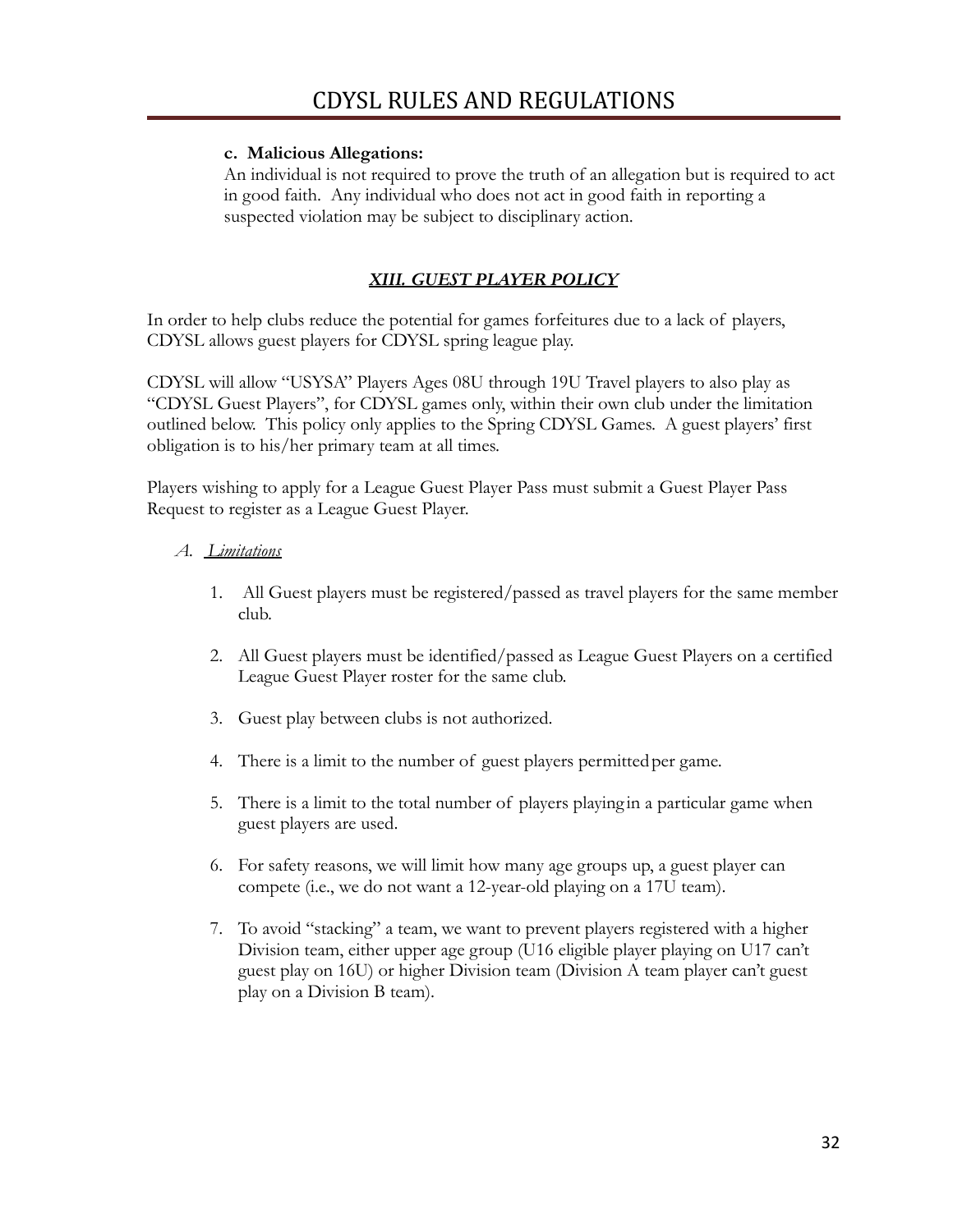**c. Malicious Allegations:**

An individual is not required to prove the truth of an allegation but is required to act in good faith. Any individual who does not act in good faith in reporting a suspected violation may be subject to disciplinary action.

## ***XIII. GUEST PLAYER POLICY***

In order to help clubs reduce the potential for games forfeitures due to a lack of players, CDYSL allows guest players for CDYSL spring league play.

CDYSL will allow "USYSA" Players Ages 08U through 19U Travel players to also play as "CDYSL Guest Players", for CDYSL games only, within their own club under the limitation outlined below. This policy only applies to the Spring CDYSL Games. A guest players' first obligation is to his/her primary team at all times.

Players wishing to apply for a League Guest Player Pass must submit a Guest Player Pass Request to register as a League Guest Player.

*A. Limitations*

1. All Guest players must be registered/passed as travel players for the same member club.
2. All Guest players must be identified/passed as League Guest Players on a certified League Guest Player roster for the same club.
3. Guest play between clubs is not authorized.
4. There is a limit to the number of guest players permitted per game.
5. There is a limit to the total number of players playing in a particular game when guest players are used.
6. For safety reasons, we will limit how many age groups up, a guest player can compete (i.e., we do not want a 12-year-old playing on a 17U team).
7. To avoid "stacking" a team, we want to prevent players registered with a higher Division team, either upper age group (U16 eligible player playing on U17 can't guest play on 16U) or higher Division team (Division A team player can't guest play on a Division B team).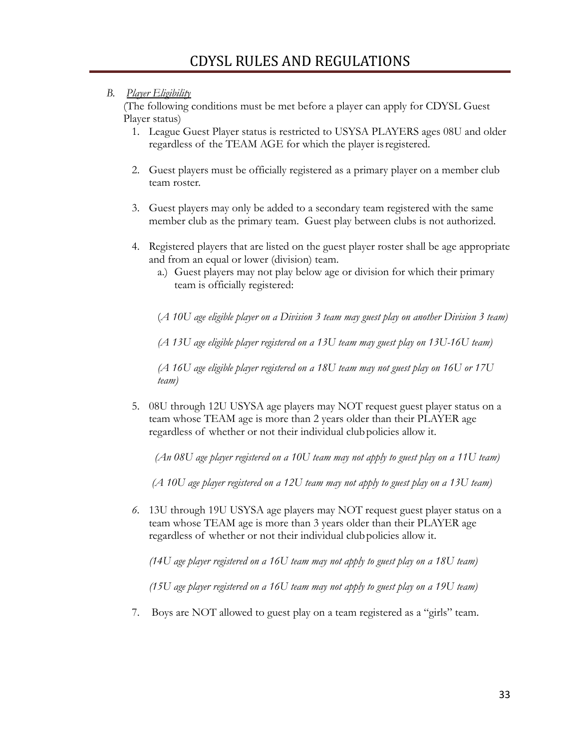# CDYSL RULES AND REGULATIONS

B. *Player Eligibility*

(The following conditions must be met before a player can apply for CDYSL Guest Player status)

1. League Guest Player status is restricted to USYSA PLAYERS ages 08U and older regardless of the TEAM AGE for which the player is registered.

2. Guest players must be officially registered as a primary player on a member club team roster.

3. Guest players may only be added to a secondary team registered with the same member club as the primary team. Guest play between clubs is not authorized.

4. Registered players that are listed on the guest player roster shall be age appropriate and from an equal or lower (division) team.
   a.) Guest players may not play below age or division for which their primary team is officially registered:

   (*A 10U age eligible player on a Division 3 team may guest play on another Division 3 team)*

   *(A 13U age eligible player registered on a 13U team may guest play on 13U-16U team)*

   *(A 16U age eligible player registered on a 18U team may not guest play on 16U or 17U team)*

5. 08U through 12U USYSA age players may NOT request guest player status on a team whose TEAM age is more than 2 years older than their PLAYER age regardless of whether or not their individual club policies allow it.

   *(An 08U age player registered on a 10U team may not apply to guest play on a 11U team)*

   *(A 10U age player registered on a 12U team may not apply to guest play on a 13U team)*

6. 13U through 19U USYSA age players may NOT request guest player status on a team whose TEAM age is more than 3 years older than their PLAYER age regardless of whether or not their individual club policies allow it.

   *(14U age player registered on a 16U team may not apply to guest play on a 18U team)*

   *(15U age player registered on a 16U team may not apply to guest play on a 19U team)*

7. Boys are NOT allowed to guest play on a team registered as a "girls" team.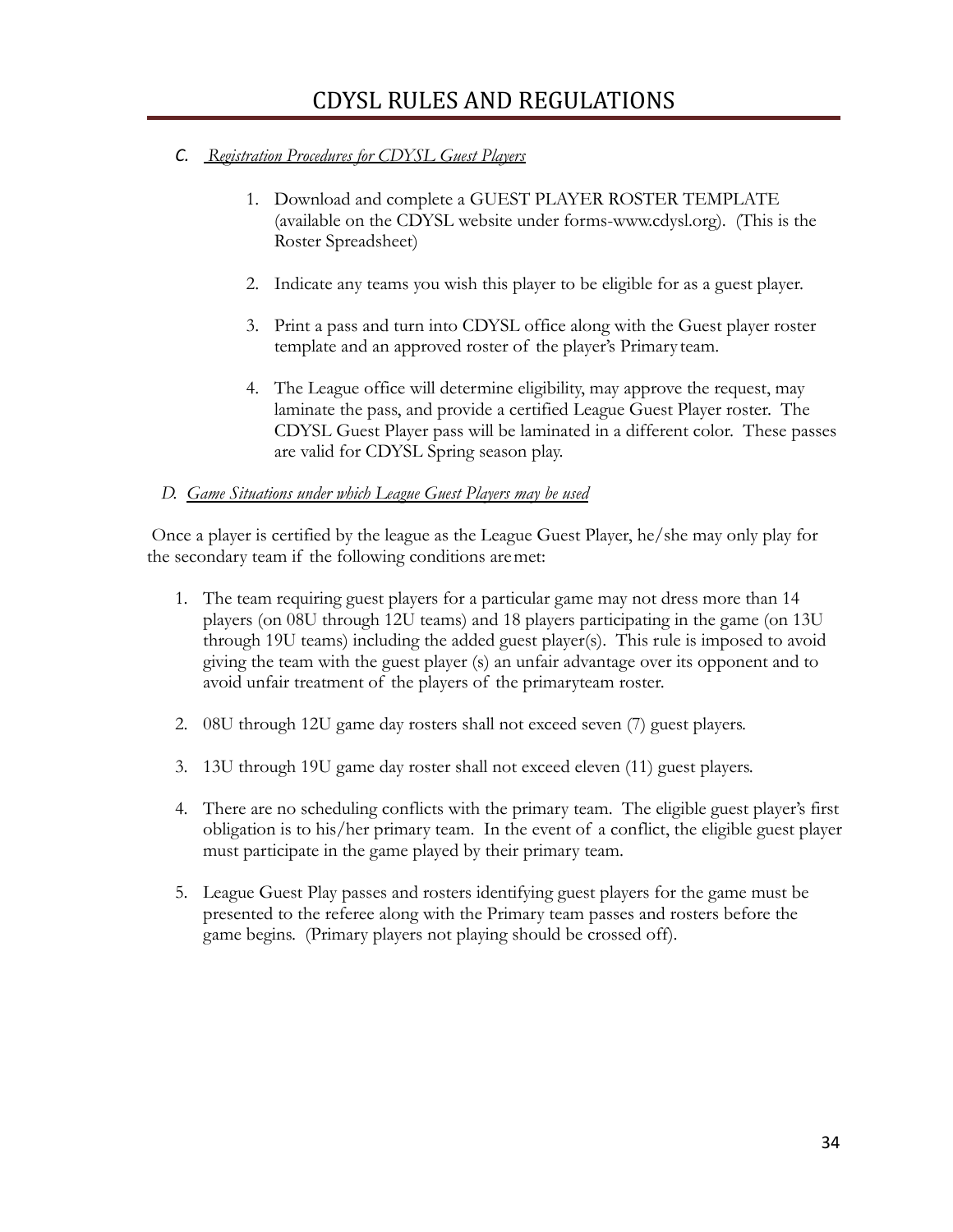C. *Registration Procedures for CDYSL Guest Players*

1. Download and complete a GUEST PLAYER ROSTER TEMPLATE (available on the CDYSL website under forms-www.cdysl.org). (This is the Roster Spreadsheet)

2. Indicate any teams you wish this player to be eligible for as a guest player.

3. Print a pass and turn into CDYSL office along with the Guest player roster template and an approved roster of the player's Primary team.

4. The League office will determine eligibility, may approve the request, may laminate the pass, and provide a certified League Guest Player roster. The CDYSL Guest Player pass will be laminated in a different color. These passes are valid for CDYSL Spring season play.

D. *Game Situations under which League Guest Players may be used*

Once a player is certified by the league as the League Guest Player, he/she may only play for the secondary team if the following conditions are met:

1. The team requiring guest players for a particular game may not dress more than 14 players (on 08U through 12U teams) and 18 players participating in the game (on 13U through 19U teams) including the added guest player(s). This rule is imposed to avoid giving the team with the guest player (s) an unfair advantage over its opponent and to avoid unfair treatment of the players of the primaryteam roster.

2. 08U through 12U game day rosters shall not exceed seven (7) guest players.

3. 13U through 19U game day roster shall not exceed eleven (11) guest players.

4. There are no scheduling conflicts with the primary team. The eligible guest player's first obligation is to his/her primary team. In the event of a conflict, the eligible guest player must participate in the game played by their primary team.

5. League Guest Play passes and rosters identifying guest players for the game must be presented to the referee along with the Primary team passes and rosters before the game begins. (Primary players not playing should be crossed off).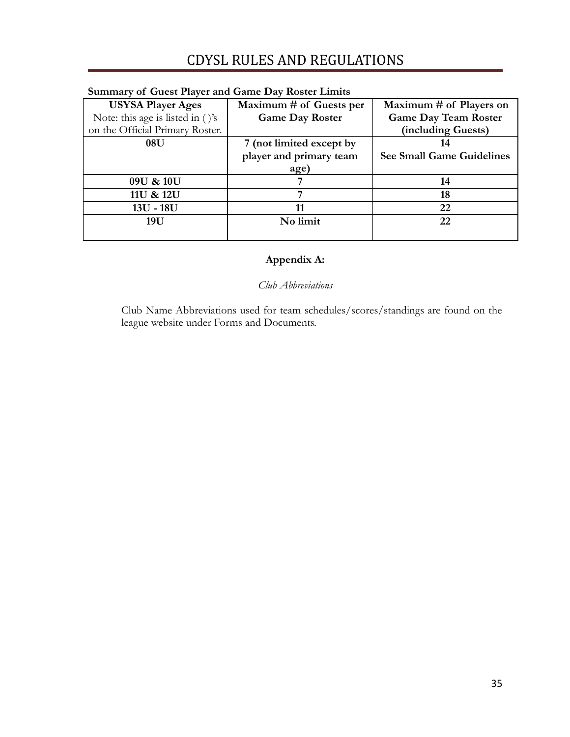**Summary of Guest Player and Game Day Roster Limits**

| USYSA Player Ages Note: this age is listed in ()'s on the Official Primary Roster. | Maximum # of Guests per Game Day Roster | Maximum # of Players on Game Day Team Roster (including Guests) |
|---|---|---|
| 08U | 7 (not limited except by player and primary team age) | 14 See Small Game Guidelines |
| 09U & 10U | 7 | 14 |
| 11U & 12U | 7 | 18 |
| 13U - 18U | 11 | 22 |
| 19U | No limit | 22 |

**Appendix A:**

*Club Abbreviations*

Club Name Abbreviations used for team schedules/scores/standings are found on the league website under Forms and Documents.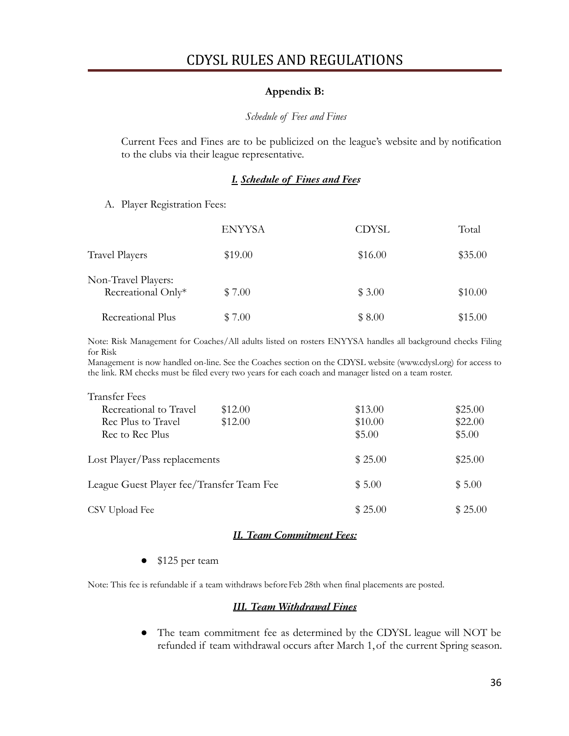**Appendix B:**

*Schedule of Fees and Fines*

Current Fees and Fines are to be publicized on the league's website and by notification to the clients via their league representative.

### ***I. Schedule of Fines and Fees***

A. Player Registration Fees:

| | ENYYSA | CDYSL | Total |
|---|---|---|---|
| Travel Players | $19.00 | $16.00 | $35.00 |
| Non-Travel Players: Recreational Only* | $ 7.00 | $ 3.00 | $10.00 |
| Recreational Plus | $ 7.00 | $ 8.00 | $15.00 |

Note: Risk Management for Coaches/All adults listed on rosters ENYYSA handles all background checks Filing for Risk
Management is now handled on-line. See the Coaches section on the CDYSL website (www.cdysl.org) for access to the link. RM checks must be filed every two years for each coach and manager listed on a team roster.

| Transfer Fees | | | |
|---|---|---|---|
| Recreational to Travel | $12.00 | $13.00 | $25.00 |
| Rec Plus to Travel | $12.00 | $10.00 | $22.00 |
| Rec to Rec Plus | | $5.00 | $5.00 |
| Lost Player/Pass replacements | | $ 25.00 | $25.00 |
| League Guest Player fee/Transfer Team Fee | | $ 5.00 | $ 5.00 |
| CSV Upload Fee | | $ 25.00 | $ 25.00 |

### ***II. Team Commitment Fees:***

- $125 per team

Note: This fee is refundable if a team withdraws before Feb 28th when final placements are posted.

### ***III. Team Withdrawal Fines***

- The team commitment fee as determined by the CDYSL league will NOT be refunded if team withdrawal occurs after March 1, of the current Spring season.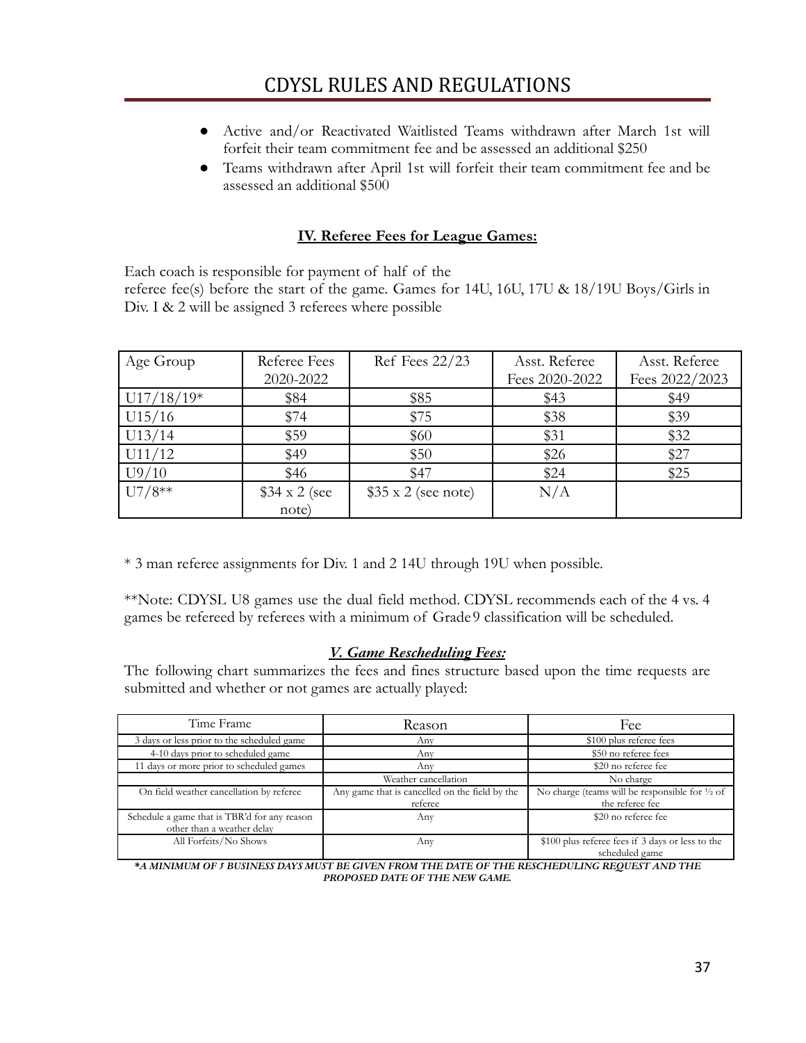- Active and/or Reactivated Waitlisted Teams withdrawn after March 1st will forfeit their team commitment fee and be assessed an additional $250
- Teams withdrawn after April 1st will forfeit their team commitment fee and be assessed an additional $500

## IV. Referee Fees for League Games:

Each coach is responsible for payment of half of the referee fee(s) before the start of the game. Games for 14U, 16U, 17U & 18/19U Boys/Girls in Div. I & 2 will be assigned 3 referees where possible

| Age Group | Referee Fees 2020-2022 | Ref Fees 22/23 | Asst. Referee Fees 2020-2022 | Asst. Referee Fees 2022/2023 |
|---|---|---|---|---|
| U17/18/19* | $84 | $85 | $43 | $49 |
| U15/16 | $74 | $75 | $38 | $39 |
| U13/14 | $59 | $60 | $31 | $32 |
| U11/12 | $49 | $50 | $26 | $27 |
| U9/10 | $46 | $47 | $24 | $25 |
| U7/8** | $34 x 2 (see note) | $35 x 2 (see note) | N/A | |

* 3 man referee assignments for Div. 1 and 2 14U through 19U when possible.

**Note: CDYSL U8 games use the dual field method. CDYSL recommends each of the 4 vs. 4 games be refereed by referees with a minimum of Grade 9 classification will be scheduled.

## *V. Game Rescheduling Fees:*

The following chart summarizes the fees and fines structure based upon the time requests are submitted and whether or not games are actually played:

| Time Frame | Reason | Fee |
|---|---|---|
| 3 days or less prior to the scheduled game | Any | $100 plus referee fees |
| 4-10 days prior to scheduled game | Any | $50 no referee fees |
| 11 days or more prior to scheduled games | Any | $20 no referee fee |
| | Weather cancellation | No charge |
| On field weather cancellation by referee | Any game that is cancelled on the field by the referee | No charge (teams will be responsible for ½ of the referee fee |
| Schedule a game that is TBR'd for any reason other than a weather delay | Any | $20 no referee fee |
| All Forfeits/No Shows | Any | $100 plus referee fees if 3 days or less to the scheduled game |

***A MINIMUM OF 5 BUSINESS DAYS MUST BE GIVEN FROM THE DATE OF THE RESCHEDULING REQUEST AND THE PROPOSED DATE OF THE NEW GAME.***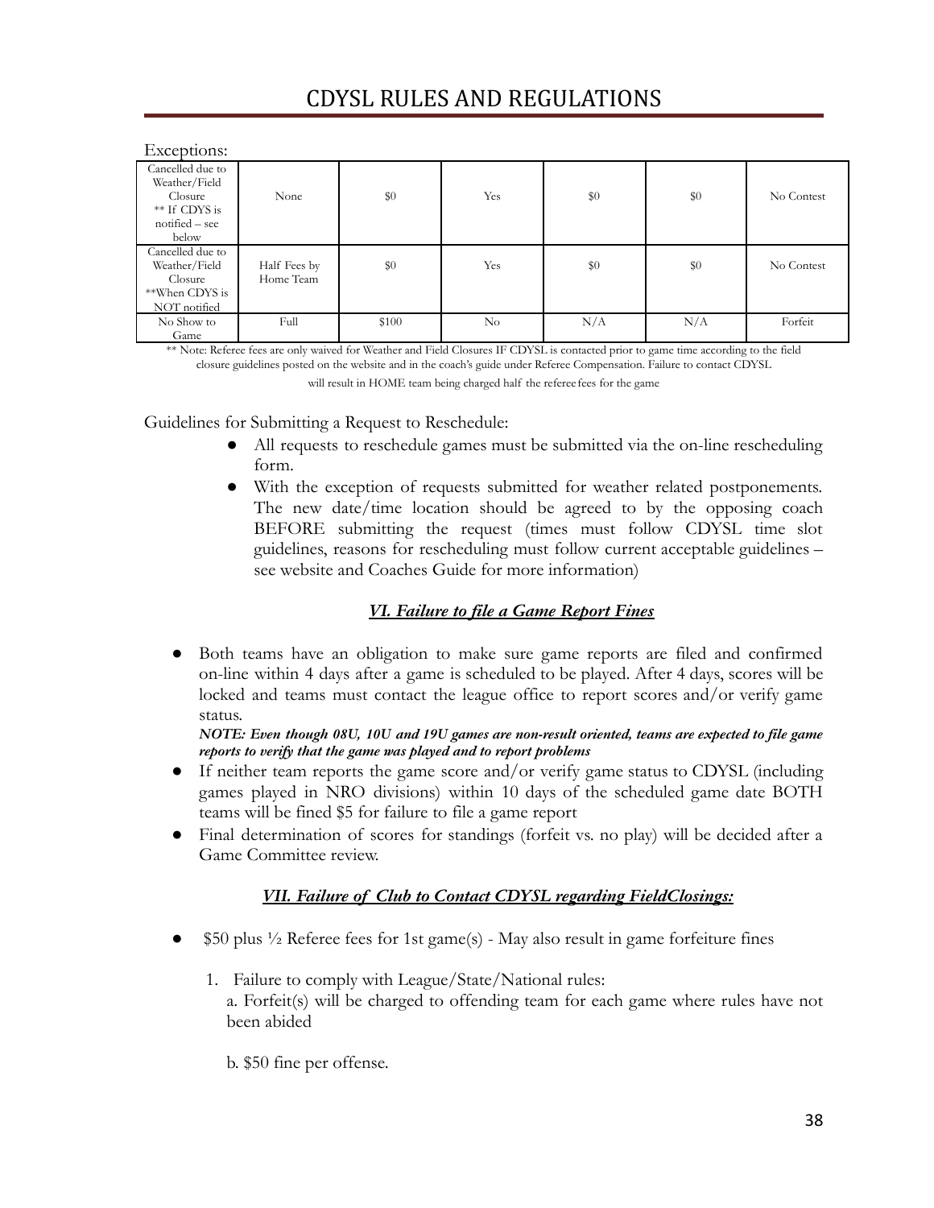Exceptions:

| | | | | | | |
|---|---|---|---|---|---|---|
| Cancelled due to Weather/Field Closure ** If CDYS is notified – see below | None | $0 | Yes | $0 | $0 | No Contest |
| Cancelled due to Weather/Field Closure **When CDYS is NOT notified | Half Fees by Home Team | $0 | Yes | $0 | $0 | No Contest |
| No Show to Game | Full | $100 | No | N/A | N/A | Forfeit |

** Note: Referee fees are only waived for Weather and Field Closures IF CDYSL is contacted prior to game time according to the field closure guidelines posted on the website and in the coach's guide under Referee Compensation. Failure to contact CDYSL will result in HOME team being charged half the referee fees for the game

Guidelines for Submitting a Request to Reschedule:

- All requests to reschedule games must be submitted via the on-line rescheduling form.
- With the exception of requests submitted for weather related postponements. The new date/time location should be agreed to by the opposing coach BEFORE submitting the request (times must follow CDYSL time slot guidelines, reasons for rescheduling must follow current acceptable guidelines – see website and Coaches Guide for more information)

## ***VI. Failure to file a Game Report Fines***

- Both teams have an obligation to make sure game reports are filed and confirmed on-line within 4 days after a game is scheduled to be played. After 4 days, scores will be locked and teams must contact the league office to report scores and/or verify game status.
  ***NOTE: Even though 08U, 10U and 19U games are non-result oriented, teams are expected to file game reports to verify that the game was played and to report problems***
- If neither team reports the game score and/or verify game status to CDYSL (including games played in NRO divisions) within 10 days of the scheduled game date BOTH teams will be fined $5 for failure to file a game report
- Final determination of scores for standings (forfeit vs. no play) will be decided after a Game Committee review.

## ***VII. Failure of Club to Contact CDYSL regarding FieldClosings:***

- $50 plus ½ Referee fees for 1st game(s) - May also result in game forfeiture fines

  1. Failure to comply with League/State/National rules:
     a. Forfeit(s) will be charged to offending team for each game where rules have not been abided

     b. $50 fine per offense.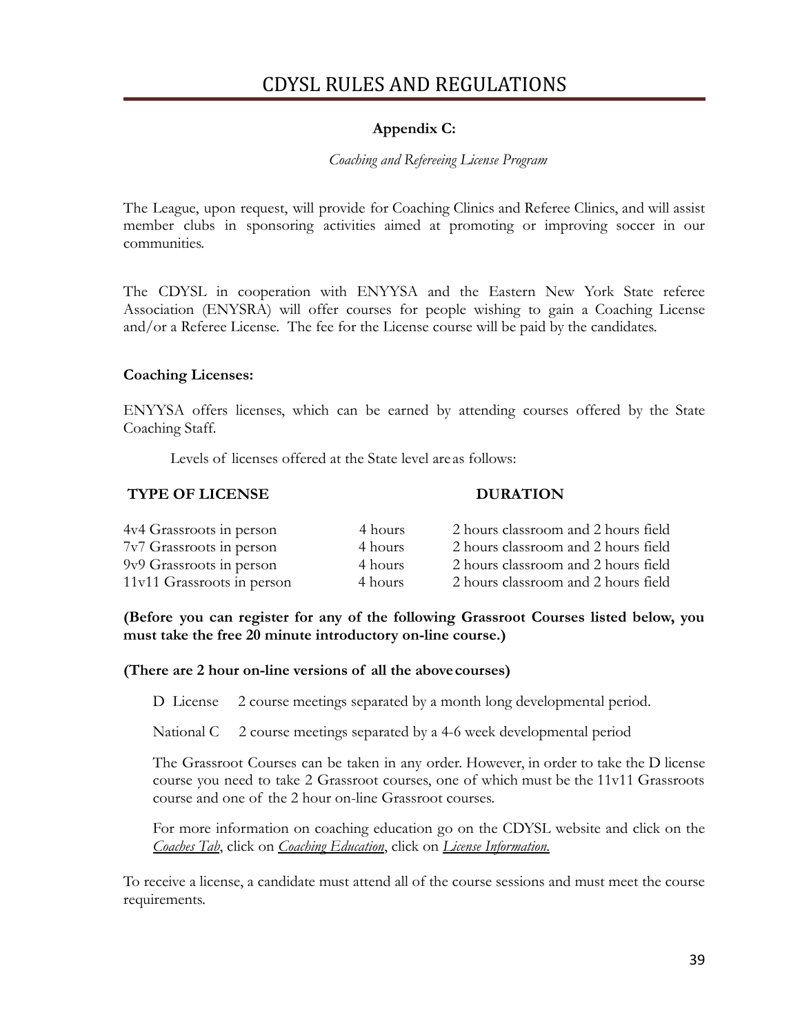# CDYSL RULES AND REGULATIONS

**Appendix C:**

*Coaching and Refereeing License Program*

The League, upon request, will provide for Coaching Clinics and Referee Clinics, and will assist member clubs in sponsoring activities aimed at promoting or improving soccer in our communities.

The CDYSL in cooperation with ENYYSA and the Eastern New York State referee Association (ENYSRA) will offer courses for people wishing to gain a Coaching License and/or a Referee License. The fee for the License course will be paid by the candidates.

**Coaching Licenses:**

ENYYSA offers licenses, which can be earned by attending courses offered by the State Coaching Staff.

Levels of licenses offered at the State level are as follows:

| TYPE OF LICENSE | DURATION | |
|---|---|---|
| 4v4 Grassroots in person | 4 hours | 2 hours classroom and 2 hours field |
| 7v7 Grassroots in person | 4 hours | 2 hours classroom and 2 hours field |
| 9v9 Grassroots in person | 4 hours | 2 hours classroom and 2 hours field |
| 11v11 Grassroots in person | 4 hours | 2 hours classroom and 2 hours field |

**(Before you can register for any of the following Grassroot Courses listed below, you must take the free 20 minute introductory on-line course.)**

**(There are 2 hour on-line versions of all the above courses)**

D License 2 course meetings separated by a month long developmental period.

National C 2 course meetings separated by a 4-6 week developmental period

The Grassroot Courses can be taken in any order. However, in order to take the D license course you need to take 2 Grassroot courses, one of which must be the 11v11 Grassroots course and one of the 2 hour on-line Grassroot courses.

For more information on coaching education go on the CDYSL website and click on the *Coaches Tab*, click on *Coaching Education*, click on *License Information.*

To receive a license, a candidate must attend all of the course sessions and must meet the course requirements.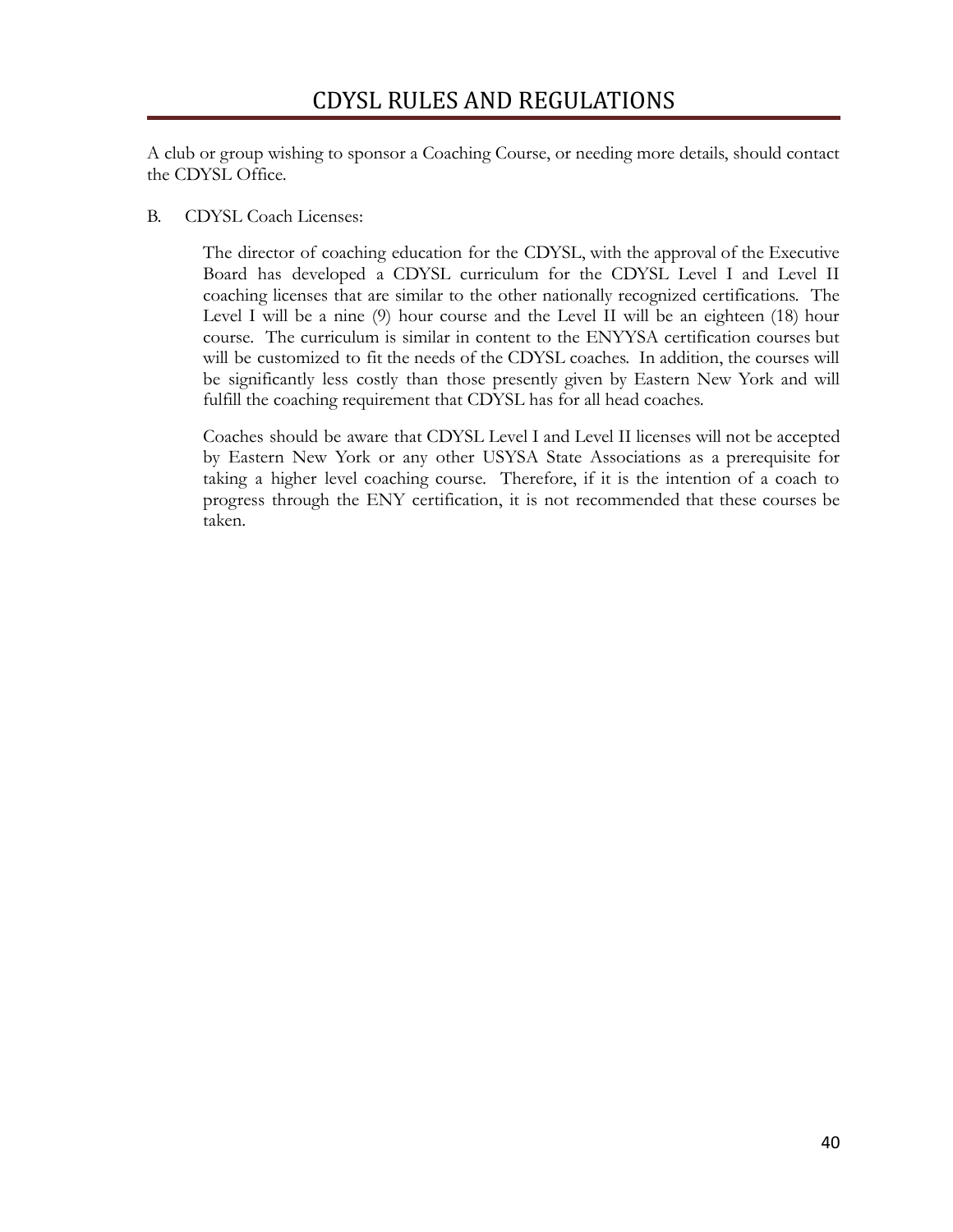A club or group wishing to sponsor a Coaching Course, or needing more details, should contact the CDYSL Office.

B. CDYSL Coach Licenses:

The director of coaching education for the CDYSL, with the approval of the Executive Board has developed a CDYSL curriculum for the CDYSL Level I and Level II coaching licenses that are similar to the other nationally recognized certifications. The Level I will be a nine (9) hour course and the Level II will be an eighteen (18) hour course. The curriculum is similar in content to the ENYYSA certification courses but will be customized to fit the needs of the CDYSL coaches. In addition, the courses will be significantly less costly than those presently given by Eastern New York and will fulfill the coaching requirement that CDYSL has for all head coaches.

Coaches should be aware that CDYSL Level I and Level II licenses will not be accepted by Eastern New York or any other USYSA State Associations as a prerequisite for taking a higher level coaching course. Therefore, if it is the intention of a coach to progress through the ENY certification, it is not recommended that these courses be taken.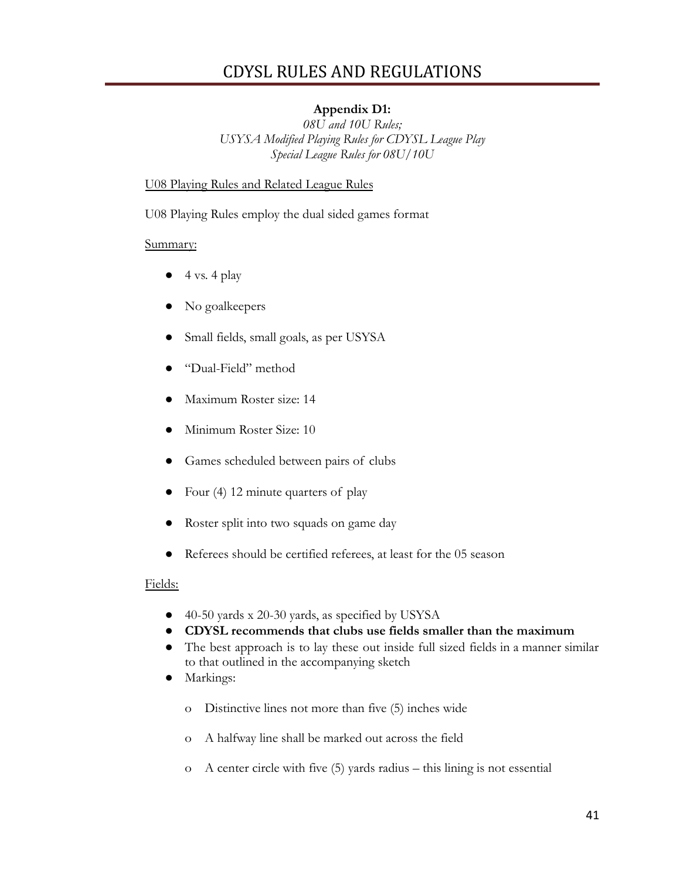# CDYSL RULES AND REGULATIONS

**Appendix D1:**

*08U and 10U Rules;*
*USYSA Modified Playing Rules for CDYSL League Play*
*Special League Rules for 08U/10U*

U08 Playing Rules and Related League Rules

U08 Playing Rules employ the dual sided games format

Summary:

- 4 vs. 4 play
- No goalkeepers
- Small fields, small goals, as per USYSA
- "Dual-Field" method
- Maximum Roster size: 14
- Minimum Roster Size: 10
- Games scheduled between pairs of clubs
- Four (4) 12 minute quarters of play
- Roster split into two squads on game day
- Referees should be certified referees, at least for the 05 season

Fields:

- 40-50 yards x 20-30 yards, as specified by USYSA
- **CDYSL recommends that clubs use fields smaller than the maximum**
- The best approach is to lay these out inside full sized fields in a manner similar to that outlined in the accompanying sketch
- Markings:
    - o Distinctive lines not more than five (5) inches wide
    - o A halfway line shall be marked out across the field
    - o A center circle with five (5) yards radius – this lining is not essential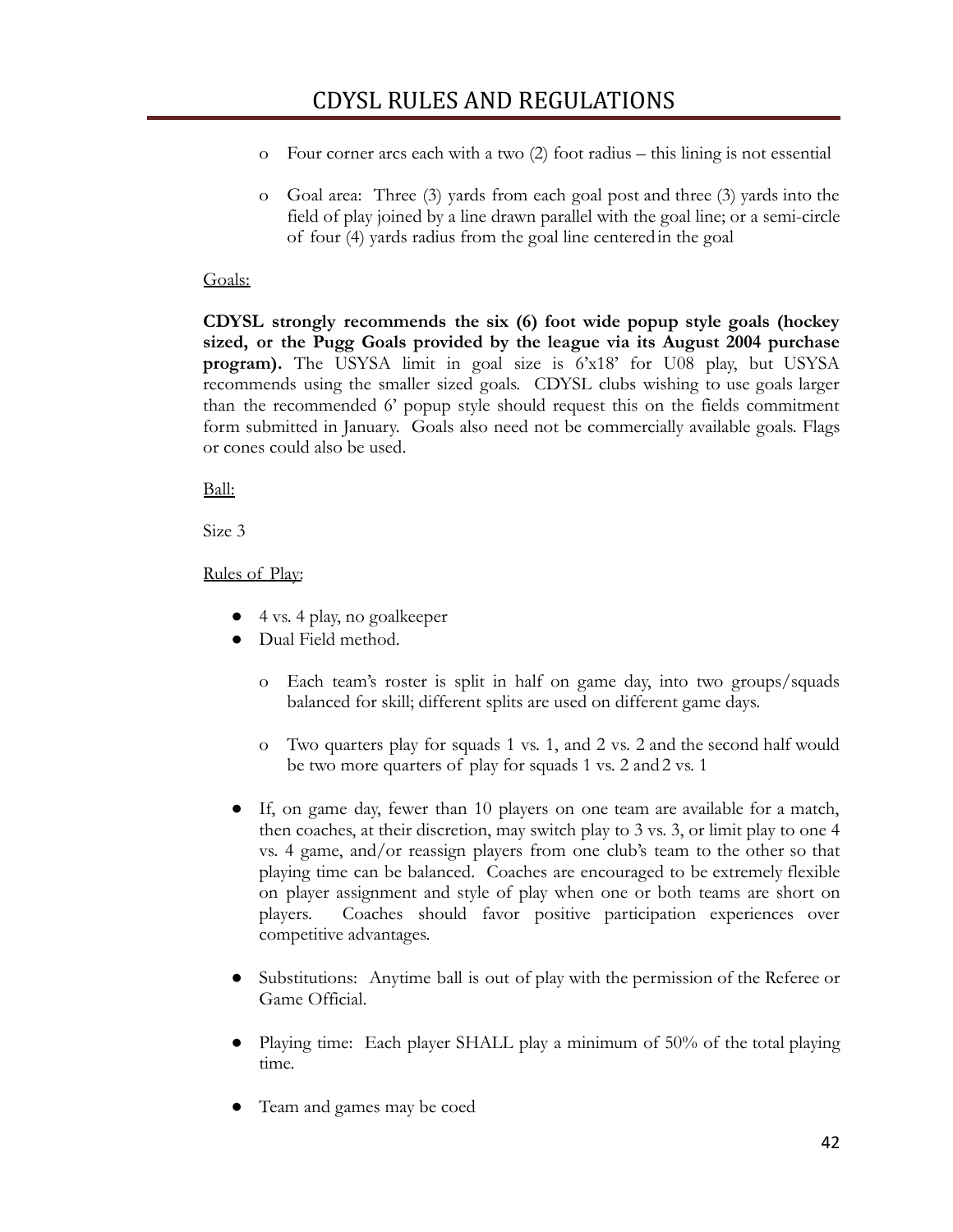- Four corner arcs each with a two (2) foot radius – this lining is not essential
- Goal area: Three (3) yards from each goal post and three (3) yards into the field of play joined by a line drawn parallel with the goal line; or a semi-circle of four (4) yards radius from the goal line centered in the goal

<u>Goals:</u>

**CDYSL strongly recommends the six (6) foot wide popup style goals (hockey sized, or the Pugg Goals provided by the league via its August 2004 purchase program).** The USYSA limit in goal size is 6'x18' for U08 play, but USYSA recommends using the smaller sized goals. CDYSL clubs wishing to use goals larger than the recommended 6' popup style should request this on the fields commitment form submitted in January. Goals also need not be commercially available goals. Flags or cones could also be used.

<u>Ball:</u>

Size 3

<u>Rules of Play:</u>

- 4 vs. 4 play, no goalkeeper
- Dual Field method.
  - Each team's roster is split in half on game day, into two groups/squads balanced for skill; different splits are used on different game days.
  - Two quarters play for squads 1 vs. 1, and 2 vs. 2 and the second half would be two more quarters of play for squads 1 vs. 2 and 2 vs. 1
- If, on game day, fewer than 10 players on one team are available for a match, then coaches, at their discretion, may switch play to 3 vs. 3, or limit play to one 4 vs. 4 game, and/or reassign players from one club's team to the other so that playing time can be balanced. Coaches are encouraged to be extremely flexible on player assignment and style of play when one or both teams are short on players. Coaches should favor positive participation experiences over competitive advantages.
- Substitutions: Anytime ball is out of play with the permission of the Referee or Game Official.
- Playing time: Each player SHALL play a minimum of 50% of the total playing time.
- Team and games may be coed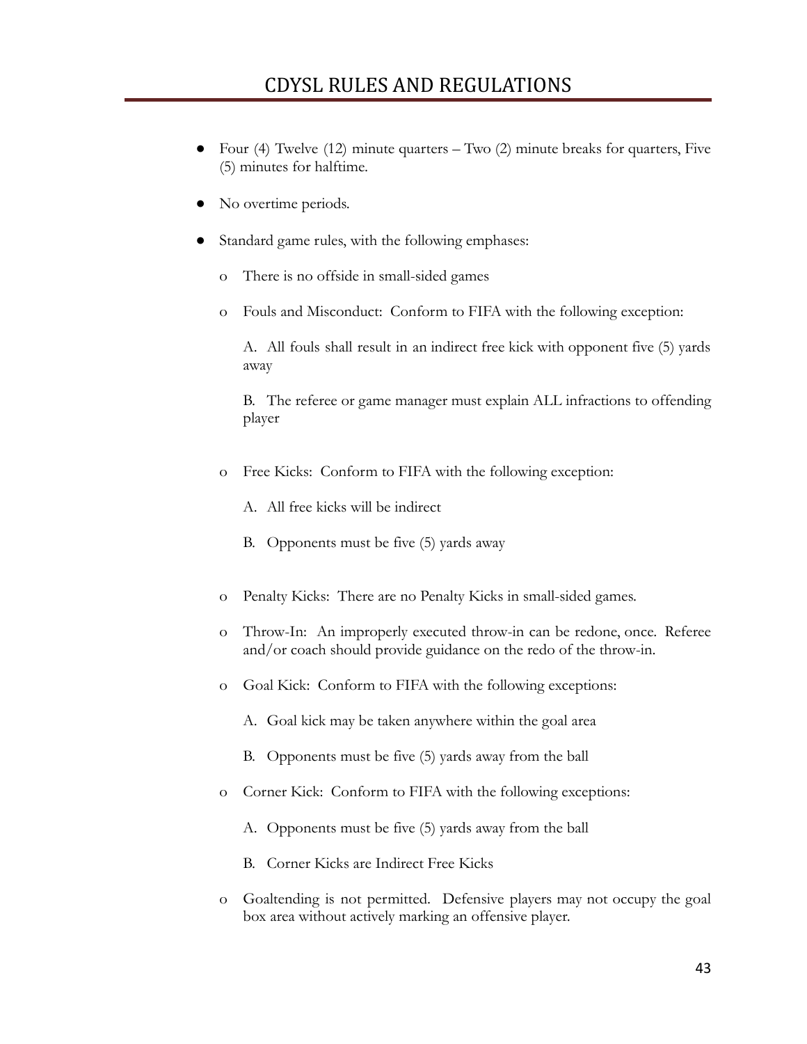# CDYSL RULES AND REGULATIONS

- Four (4) Twelve (12) minute quarters – Two (2) minute breaks for quarters, Five (5) minutes for halftime.
- No overtime periods.
- Standard game rules, with the following emphases:
  - There is no offside in small-sided games
  - Fouls and Misconduct: Conform to FIFA with the following exception:

    A. All fouls shall result in an indirect free kick with opponent five (5) yards away

    B. The referee or game manager must explain ALL infractions to offending player

  - Free Kicks: Conform to FIFA with the following exception:

    A. All free kicks will be indirect

    B. Opponents must be five (5) yards away

  - Penalty Kicks: There are no Penalty Kicks in small-sided games.
  - Throw-In: An improperly executed throw-in can be redone, once. Referee and/or coach should provide guidance on the redo of the throw-in.
  - Goal Kick: Conform to FIFA with the following exceptions:

    A. Goal kick may be taken anywhere within the goal area

    B. Opponents must be five (5) yards away from the ball

  - Corner Kick: Conform to FIFA with the following exceptions:

    A. Opponents must be five (5) yards away from the ball

    B. Corner Kicks are Indirect Free Kicks

  - Goaltending is not permitted. Defensive players may not occupy the goal box area without actively marking an offensive player.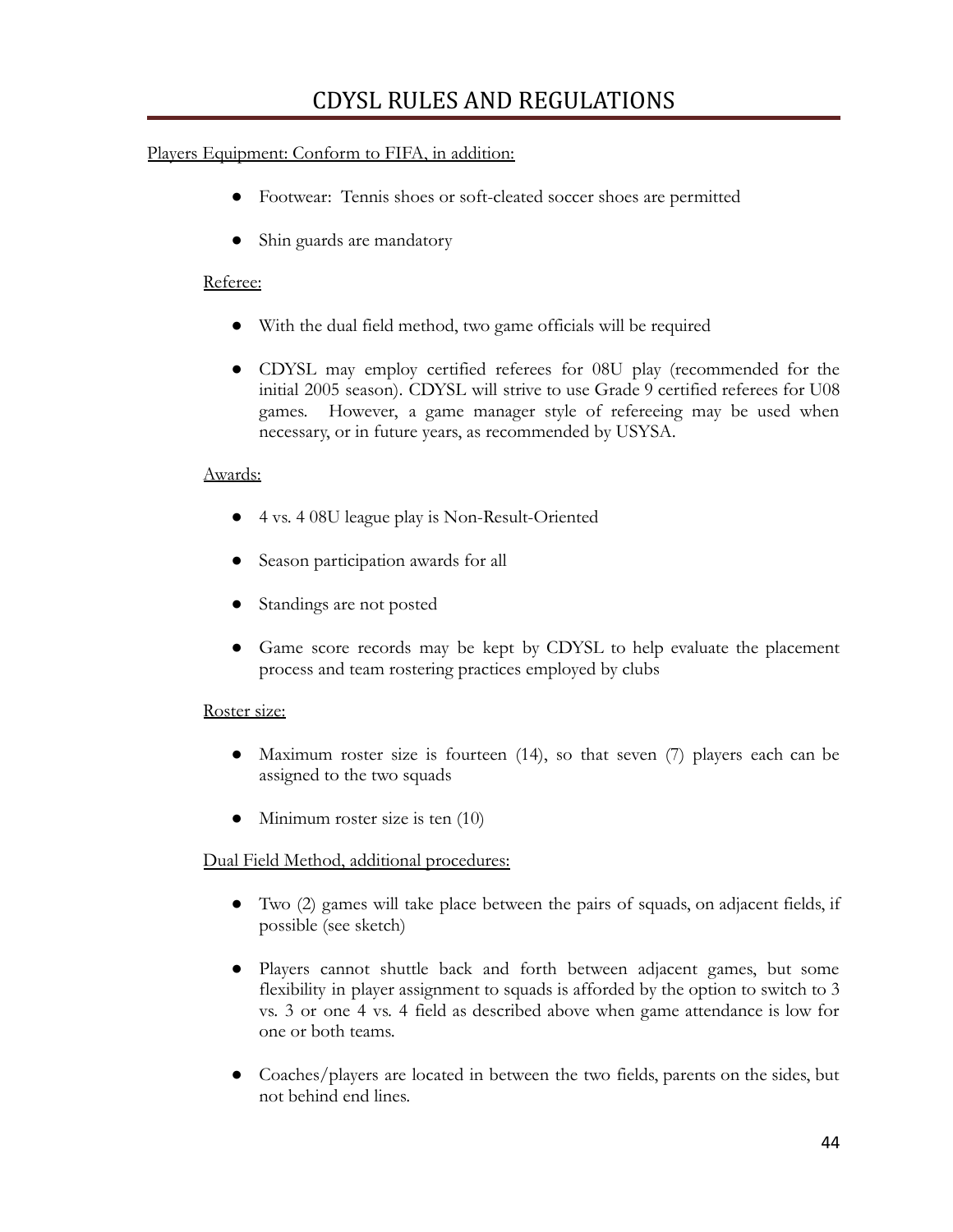# CDYSL RULES AND REGULATIONS

Players Equipment: Conform to FIFA, in addition:

- Footwear: Tennis shoes or soft-cleated soccer shoes are permitted
- Shin guards are mandatory

Referee:

- With the dual field method, two game officials will be required
- CDYSL may employ certified referees for 08U play (recommended for the initial 2005 season). CDYSL will strive to use Grade 9 certified referees for U08 games. However, a game manager style of refereeing may be used when necessary, or in future years, as recommended by USYSA.

Awards:

- 4 vs. 4 08U league play is Non-Result-Oriented
- Season participation awards for all
- Standings are not posted
- Game score records may be kept by CDYSL to help evaluate the placement process and team rostering practices employed by clubs

Roster size:

- Maximum roster size is fourteen (14), so that seven (7) players each can be assigned to the two squads
- Minimum roster size is ten (10)

Dual Field Method, additional procedures:

- Two (2) games will take place between the pairs of squads, on adjacent fields, if possible (see sketch)
- Players cannot shuttle back and forth between adjacent games, but some flexibility in player assignment to squads is afforded by the option to switch to 3 vs. 3 or one 4 vs. 4 field as described above when game attendance is low for one or both teams.
- Coaches/players are located in between the two fields, parents on the sides, but not behind end lines.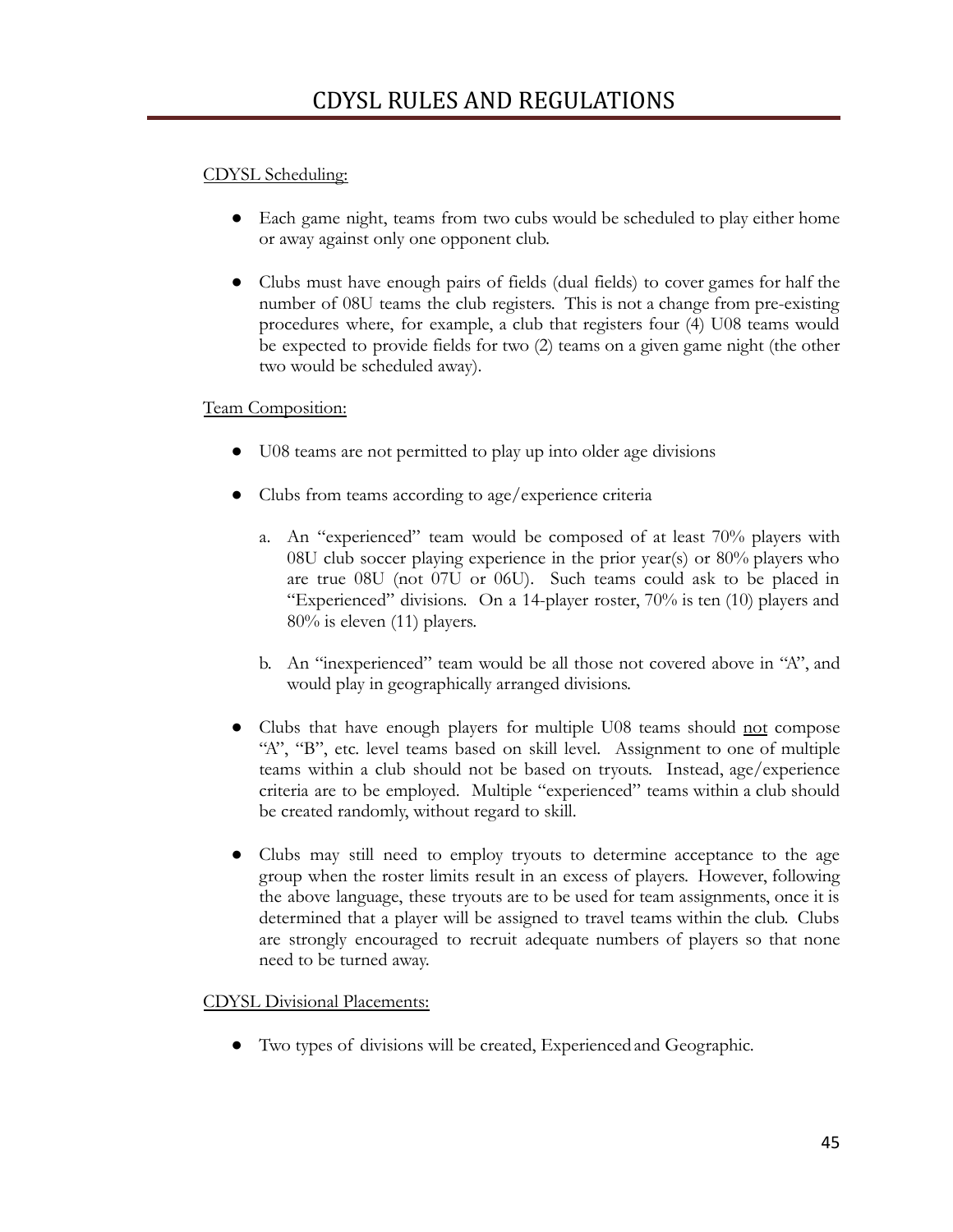# CDYSL RULES AND REGULATIONS

CDYSL Scheduling:

- Each game night, teams from two cubs would be scheduled to play either home or away against only one opponent club.

- Clubs must have enough pairs of fields (dual fields) to cover games for half the number of 08U teams the club registers. This is not a change from pre-existing procedures where, for example, a club that registers four (4) U08 teams would be expected to provide fields for two (2) teams on a given game night (the other two would be scheduled away).

Team Composition:

- U08 teams are not permitted to play up into older age divisions

- Clubs from teams according to age/experience criteria

  a. An "experienced" team would be composed of at least 70% players with 08U club soccer playing experience in the prior year(s) or 80% players who are true 08U (not 07U or 06U). Such teams could ask to be placed in "Experienced" divisions. On a 14-player roster, 70% is ten (10) players and 80% is eleven (11) players.

  b. An "inexperienced" team would be all those not covered above in "A", and would play in geographically arranged divisions.

- Clubs that have enough players for multiple U08 teams should not compose "A", "B", etc. level teams based on skill level. Assignment to one of multiple teams within a club should not be based on tryouts. Instead, age/experience criteria are to be employed. Multiple "experienced" teams within a club should be created randomly, without regard to skill.

- Clubs may still need to employ tryouts to determine acceptance to the age group when the roster limits result in an excess of players. However, following the above language, these tryouts are to be used for team assignments, once it is determined that a player will be assigned to travel teams within the club. Clubs are strongly encouraged to recruit adequate numbers of players so that none need to be turned away.

CDYSL Divisional Placements:

- Two types of divisions will be created, Experienced and Geographic.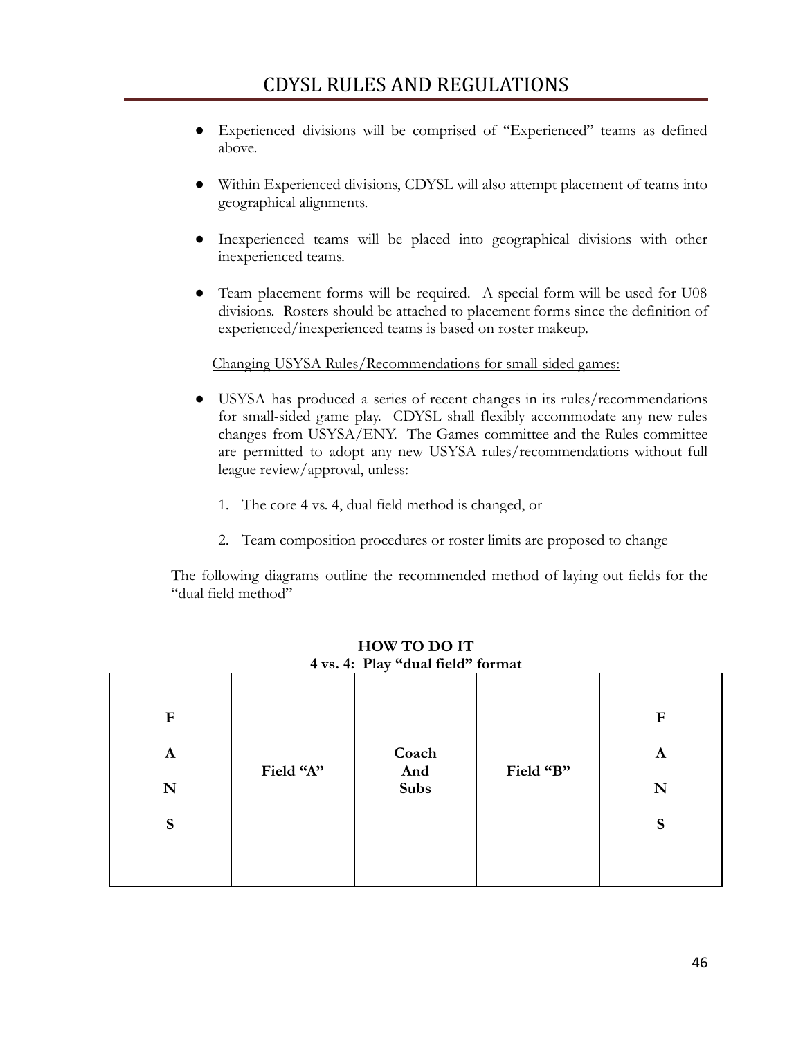- Experienced divisions will be comprised of "Experienced" teams as defined above.

- Within Experienced divisions, CDYSL will also attempt placement of teams into geographical alignments.

- Inexperienced teams will be placed into geographical divisions with other inexperienced teams.

- Team placement forms will be required. A special form will be used for U08 divisions. Rosters should be attached to placement forms since the definition of experienced/inexperienced teams is based on roster makeup.

<u>Changing USYSA Rules/Recommendations for small-sided games:</u>

- USYSA has produced a series of recent changes in its rules/recommendations for small-sided game play. CDYSL shall flexibly accommodate any new rules changes from USYSA/ENY. The Games committee and the Rules committee are permitted to adopt any new USYSA rules/recommendations without full league review/approval, unless:

  1. The core 4 vs. 4, dual field method is changed, or

  2. Team composition procedures or roster limits are proposed to change

The following diagrams outline the recommended method of laying out fields for the "dual field method"

**HOW TO DO IT**
**4 vs. 4: Play "dual field" format**

| | | | | |
|---|---|---|---|---|
| **F A N S** | **Field "A"** | **Coach And Subs** | **Field "B"** | **F A N S** |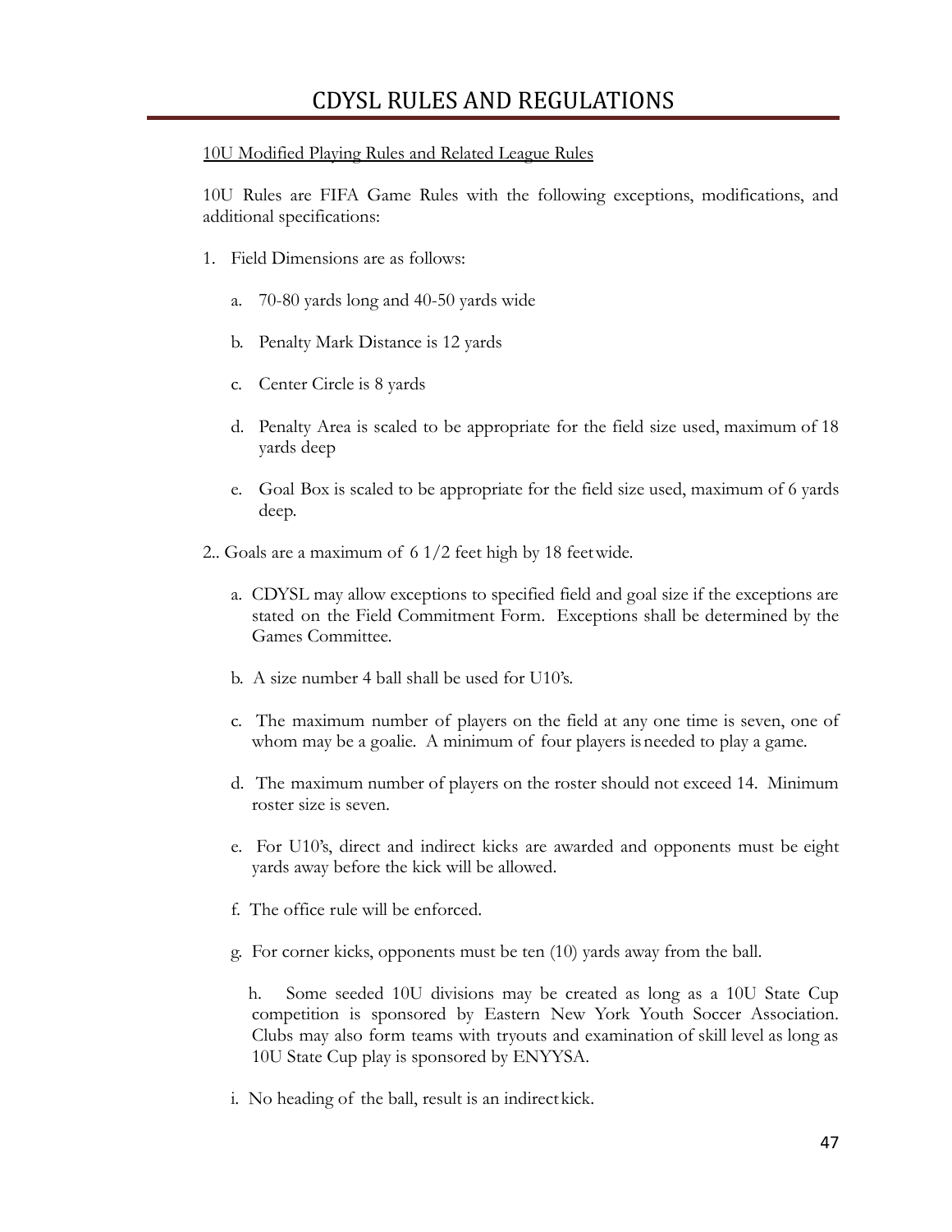# CDYSL RULES AND REGULATIONS

<u>10U Modified Playing Rules and Related League Rules</u>

10U Rules are FIFA Game Rules with the following exceptions, modifications, and additional specifications:

1. Field Dimensions are as follows:

   a. 70-80 yards long and 40-50 yards wide

   b. Penalty Mark Distance is 12 yards

   c. Center Circle is 8 yards

   d. Penalty Area is scaled to be appropriate for the field size used, maximum of 18 yards deep

   e. Goal Box is scaled to be appropriate for the field size used, maximum of 6 yards deep.

2.. Goals are a maximum of 6 1/2 feet high by 18 feet wide.

   a. CDYSL may allow exceptions to specified field and goal size if the exceptions are stated on the Field Commitment Form. Exceptions shall be determined by the Games Committee.

   b. A size number 4 ball shall be used for U10's.

   c. The maximum number of players on the field at any one time is seven, one of whom may be a goalie. A minimum of four players is needed to play a game.

   d. The maximum number of players on the roster should not exceed 14. Minimum roster size is seven.

   e. For U10's, direct and indirect kicks are awarded and opponents must be eight yards away before the kick will be allowed.

   f. The office rule will be enforced.

   g. For corner kicks, opponents must be ten (10) yards away from the ball.

   h. Some seeded 10U divisions may be created as long as a 10U State Cup competition is sponsored by Eastern New York Youth Soccer Association. Clubs may also form teams with tryouts and examination of skill level as long as 10U State Cup play is sponsored by ENYYSA.

   i. No heading of the ball, result is an indirect kick.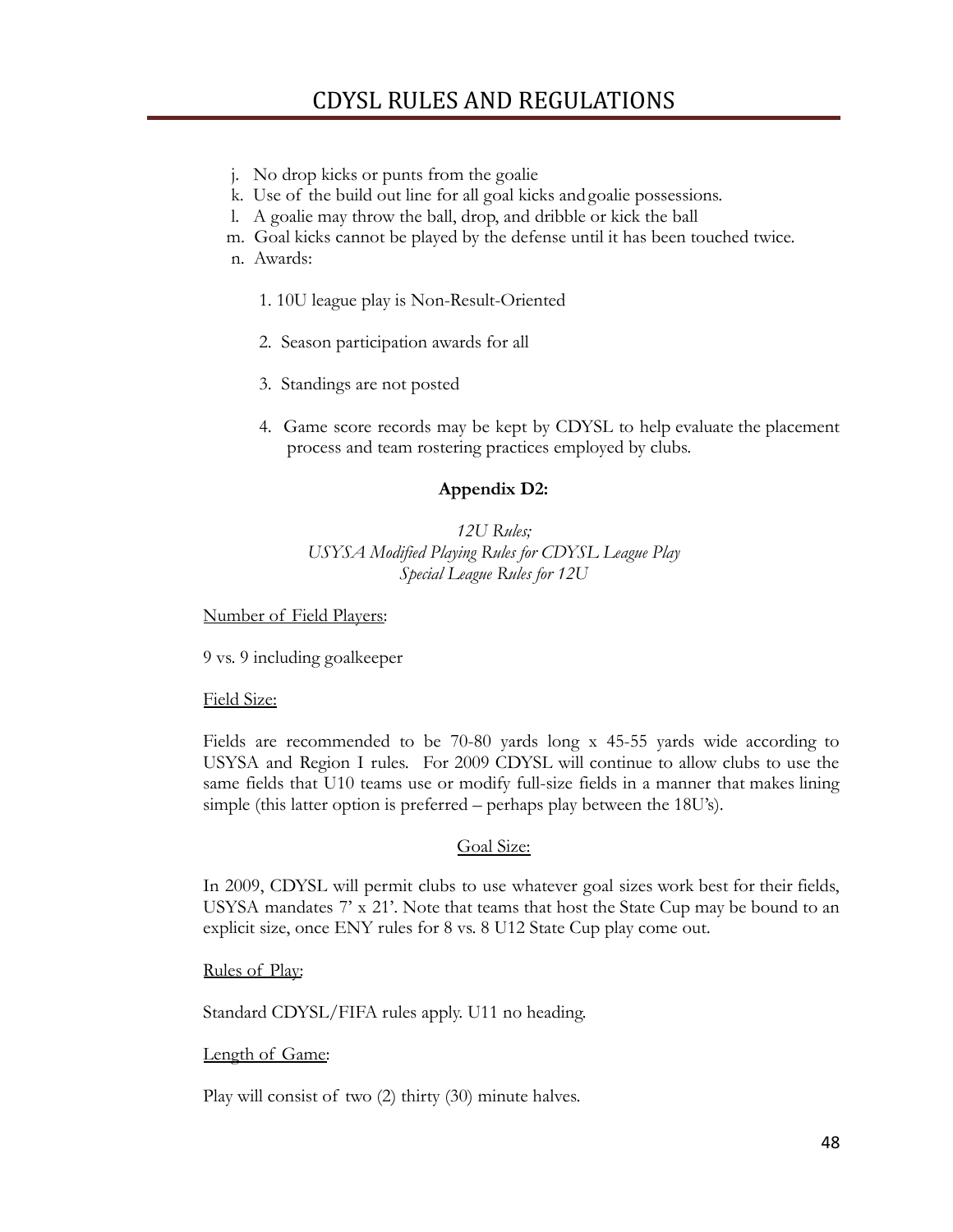j. No drop kicks or punts from the goalie
k. Use of the build out line for all goal kicks and goalie possessions.
l. A goalie may throw the ball, drop, and dribble or kick the ball
m. Goal kicks cannot be played by the defense until it has been touched twice.
n. Awards:

   1. 10U league play is Non-Result-Oriented

   2. Season participation awards for all

   3. Standings are not posted

   4. Game score records may be kept by CDYSL to help evaluate the placement process and team rostering practices employed by clubs.

**Appendix D2:**

*12U Rules;*
*USYSA Modified Playing Rules for CDYSL League Play*
*Special League Rules for 12U*

Number of Field Players:

9 vs. 9 including goalkeeper

Field Size:

Fields are recommended to be 70-80 yards long x 45-55 yards wide according to USYSA and Region I rules. For 2009 CDYSL will continue to allow clubs to use the same fields that U10 teams use or modify full-size fields in a manner that makes lining simple (this latter option is preferred – perhaps play between the 18U's).

Goal Size:

In 2009, CDYSL will permit clubs to use whatever goal sizes work best for their fields, USYSA mandates 7' x 21'. Note that teams that host the State Cup may be bound to an explicit size, once ENY rules for 8 vs. 8 U12 State Cup play come out.

Rules of Play:

Standard CDYSL/FIFA rules apply. U11 no heading.

Length of Game:

Play will consist of two (2) thirty (30) minute halves.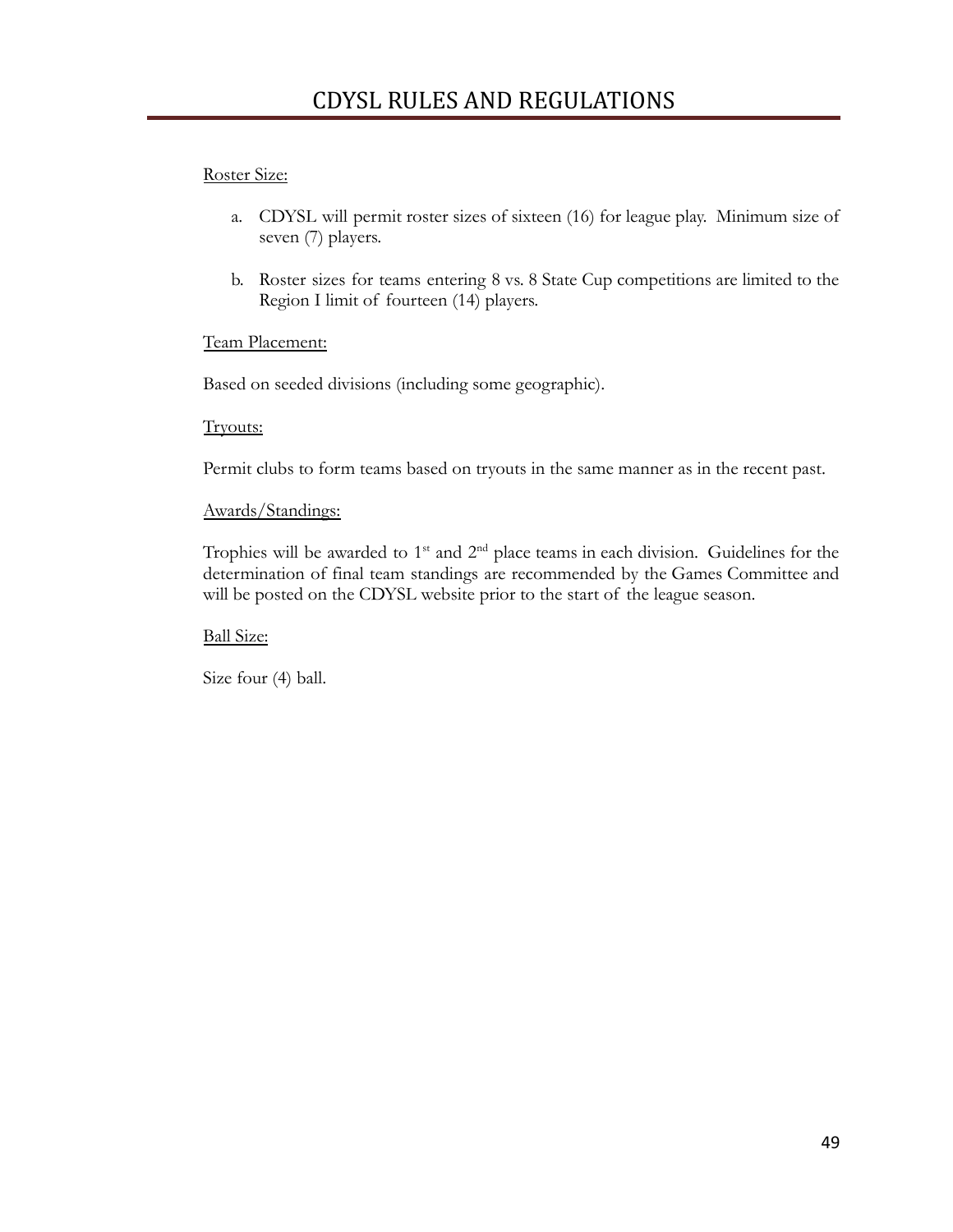# CDYSL RULES AND REGULATIONS

Roster Size:

a. CDYSL will permit roster sizes of sixteen (16) for league play. Minimum size of seven (7) players.

b. Roster sizes for teams entering 8 vs. 8 State Cup competitions are limited to the Region I limit of fourteen (14) players.

Team Placement:

Based on seeded divisions (including some geographic).

Tryouts:

Permit clubs to form teams based on tryouts in the same manner as in the recent past.

Awards/Standings:

Trophies will be awarded to 1st and 2nd place teams in each division. Guidelines for the determination of final team standings are recommended by the Games Committee and will be posted on the CDYSL website prior to the start of the league season.

Ball Size:

Size four (4) ball.